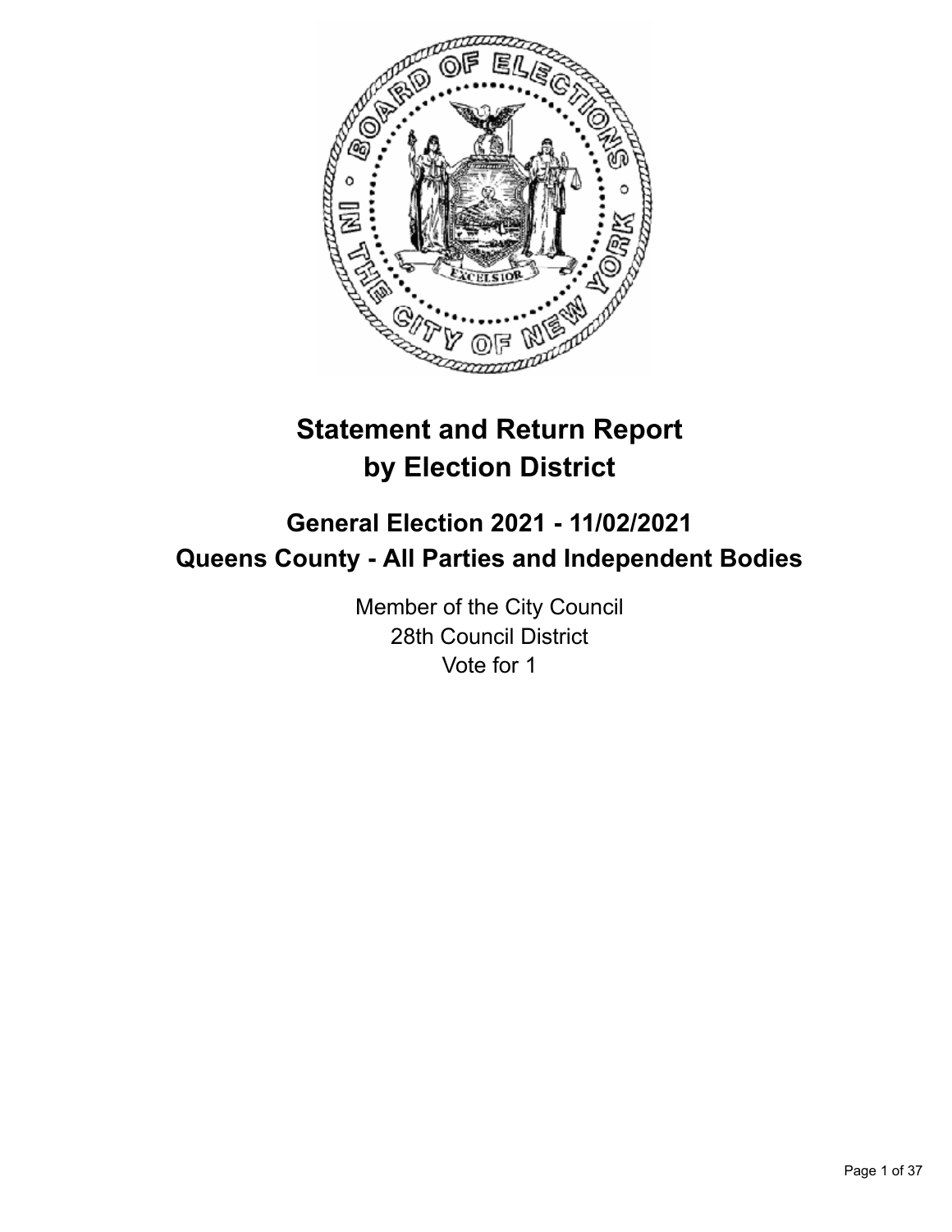# Statement and Return Report by Election District

## General Election 2021 - 11/02/2021
## Queens County - All Parties and Independent Bodies

Member of the City Council
28th Council District
Vote for 1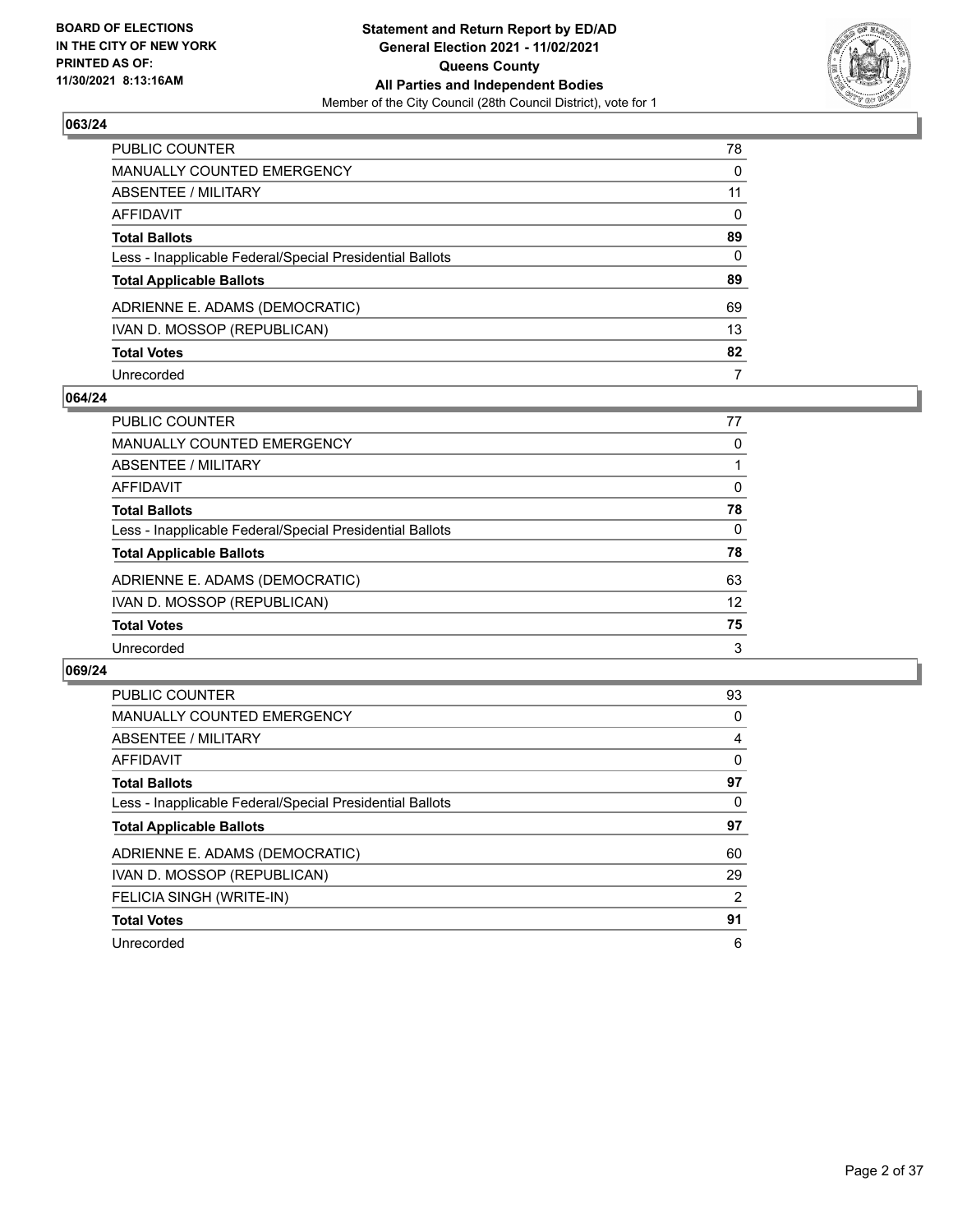**BOARD OF ELECTIONS IN THE CITY OF NEW YORK PRINTED AS OF: 11/30/2021 8:13:16AM**

**Statement and Return Report by ED/AD General Election 2021 - 11/02/2021 Queens County All Parties and Independent Bodies**

Member of the City Council (28th Council District), vote for 1

## 063/24

| | |
|---|---|
| PUBLIC COUNTER | 78 |
| MANUALLY COUNTED EMERGENCY | 0 |
| ABSENTEE / MILITARY | 11 |
| AFFIDAVIT | 0 |
| **Total Ballots** | **89** |
| Less - Inapplicable Federal/Special Presidential Ballots | 0 |
| **Total Applicable Ballots** | **89** |
| ADRIENNE E. ADAMS (DEMOCRATIC) | 69 |
| IVAN D. MOSSOP (REPUBLICAN) | 13 |
| **Total Votes** | **82** |
| Unrecorded | 7 |

## 064/24

| | |
|---|---|
| PUBLIC COUNTER | 77 |
| MANUALLY COUNTED EMERGENCY | 0 |
| ABSENTEE / MILITARY | 1 |
| AFFIDAVIT | 0 |
| **Total Ballots** | **78** |
| Less - Inapplicable Federal/Special Presidential Ballots | 0 |
| **Total Applicable Ballots** | **78** |
| ADRIENNE E. ADAMS (DEMOCRATIC) | 63 |
| IVAN D. MOSSOP (REPUBLICAN) | 12 |
| **Total Votes** | **75** |
| Unrecorded | 3 |

## 069/24

| | |
|---|---|
| PUBLIC COUNTER | 93 |
| MANUALLY COUNTED EMERGENCY | 0 |
| ABSENTEE / MILITARY | 4 |
| AFFIDAVIT | 0 |
| **Total Ballots** | **97** |
| Less - Inapplicable Federal/Special Presidential Ballots | 0 |
| **Total Applicable Ballots** | **97** |
| ADRIENNE E. ADAMS (DEMOCRATIC) | 60 |
| IVAN D. MOSSOP (REPUBLICAN) | 29 |
| FELICIA SINGH (WRITE-IN) | 2 |
| **Total Votes** | **91** |
| Unrecorded | 6 |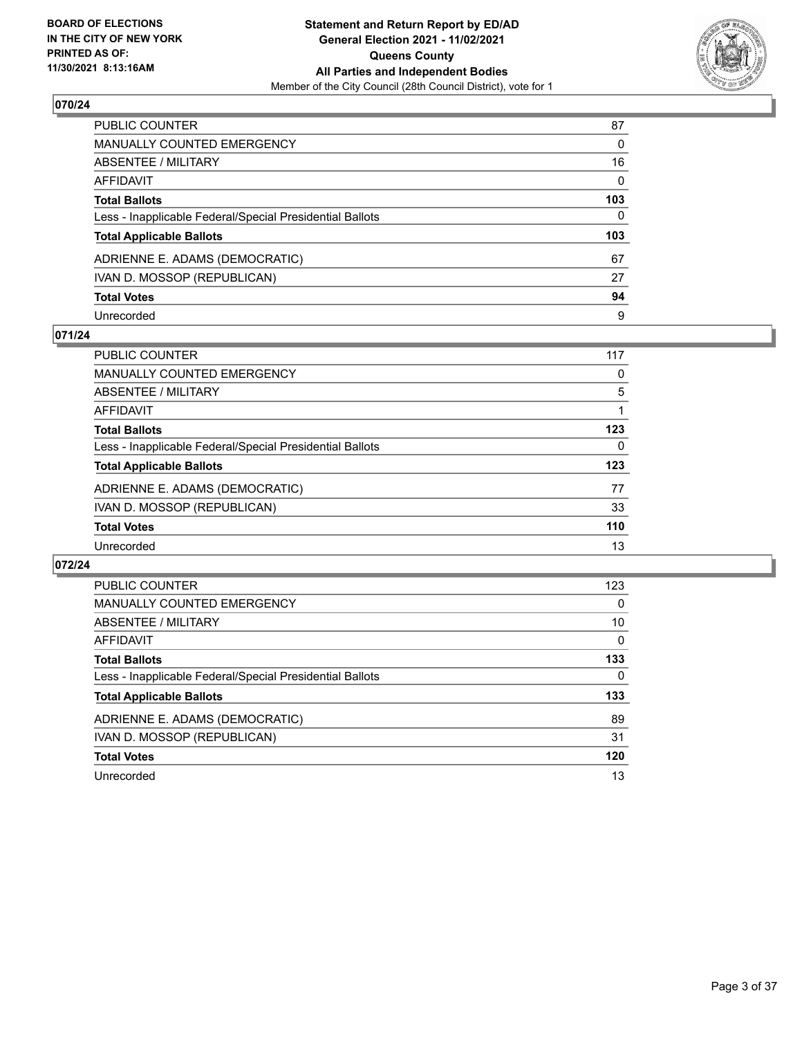## 070/24

| | |
|---|---|
| PUBLIC COUNTER | 87 |
| MANUALLY COUNTED EMERGENCY | 0 |
| ABSENTEE / MILITARY | 16 |
| AFFIDAVIT | 0 |
| **Total Ballots** | **103** |
| Less - Inapplicable Federal/Special Presidential Ballots | 0 |
| **Total Applicable Ballots** | **103** |
| ADRIENNE E. ADAMS (DEMOCRATIC) | 67 |
| IVAN D. MOSSOP (REPUBLICAN) | 27 |
| **Total Votes** | **94** |
| Unrecorded | 9 |

## 071/24

| | |
|---|---|
| PUBLIC COUNTER | 117 |
| MANUALLY COUNTED EMERGENCY | 0 |
| ABSENTEE / MILITARY | 5 |
| AFFIDAVIT | 1 |
| **Total Ballots** | **123** |
| Less - Inapplicable Federal/Special Presidential Ballots | 0 |
| **Total Applicable Ballots** | **123** |
| ADRIENNE E. ADAMS (DEMOCRATIC) | 77 |
| IVAN D. MOSSOP (REPUBLICAN) | 33 |
| **Total Votes** | **110** |
| Unrecorded | 13 |

## 072/24

| | |
|---|---|
| PUBLIC COUNTER | 123 |
| MANUALLY COUNTED EMERGENCY | 0 |
| ABSENTEE / MILITARY | 10 |
| AFFIDAVIT | 0 |
| **Total Ballots** | **133** |
| Less - Inapplicable Federal/Special Presidential Ballots | 0 |
| **Total Applicable Ballots** | **133** |
| ADRIENNE E. ADAMS (DEMOCRATIC) | 89 |
| IVAN D. MOSSOP (REPUBLICAN) | 31 |
| **Total Votes** | **120** |
| Unrecorded | 13 |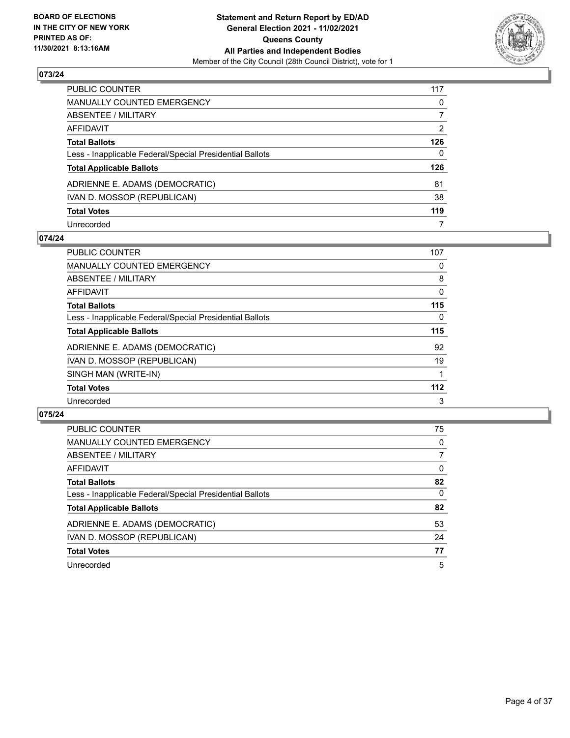**BOARD OF ELECTIONS IN THE CITY OF NEW YORK PRINTED AS OF: 11/30/2021 8:13:16AM**

**Statement and Return Report by ED/AD General Election 2021 - 11/02/2021 Queens County All Parties and Independent Bodies**

Member of the City Council (28th Council District), vote for 1

## 073/24

| | |
|---|---|
| PUBLIC COUNTER | 117 |
| MANUALLY COUNTED EMERGENCY | 0 |
| ABSENTEE / MILITARY | 7 |
| AFFIDAVIT | 2 |
| **Total Ballots** | **126** |
| Less - Inapplicable Federal/Special Presidential Ballots | 0 |
| **Total Applicable Ballots** | **126** |
| ADRIENNE E. ADAMS (DEMOCRATIC) | 81 |
| IVAN D. MOSSOP (REPUBLICAN) | 38 |
| **Total Votes** | **119** |
| Unrecorded | 7 |

## 074/24

| | |
|---|---|
| PUBLIC COUNTER | 107 |
| MANUALLY COUNTED EMERGENCY | 0 |
| ABSENTEE / MILITARY | 8 |
| AFFIDAVIT | 0 |
| **Total Ballots** | **115** |
| Less - Inapplicable Federal/Special Presidential Ballots | 0 |
| **Total Applicable Ballots** | **115** |
| ADRIENNE E. ADAMS (DEMOCRATIC) | 92 |
| IVAN D. MOSSOP (REPUBLICAN) | 19 |
| SINGH MAN (WRITE-IN) | 1 |
| **Total Votes** | **112** |
| Unrecorded | 3 |

## 075/24

| | |
|---|---|
| PUBLIC COUNTER | 75 |
| MANUALLY COUNTED EMERGENCY | 0 |
| ABSENTEE / MILITARY | 7 |
| AFFIDAVIT | 0 |
| **Total Ballots** | **82** |
| Less - Inapplicable Federal/Special Presidential Ballots | 0 |
| **Total Applicable Ballots** | **82** |
| ADRIENNE E. ADAMS (DEMOCRATIC) | 53 |
| IVAN D. MOSSOP (REPUBLICAN) | 24 |
| **Total Votes** | **77** |
| Unrecorded | 5 |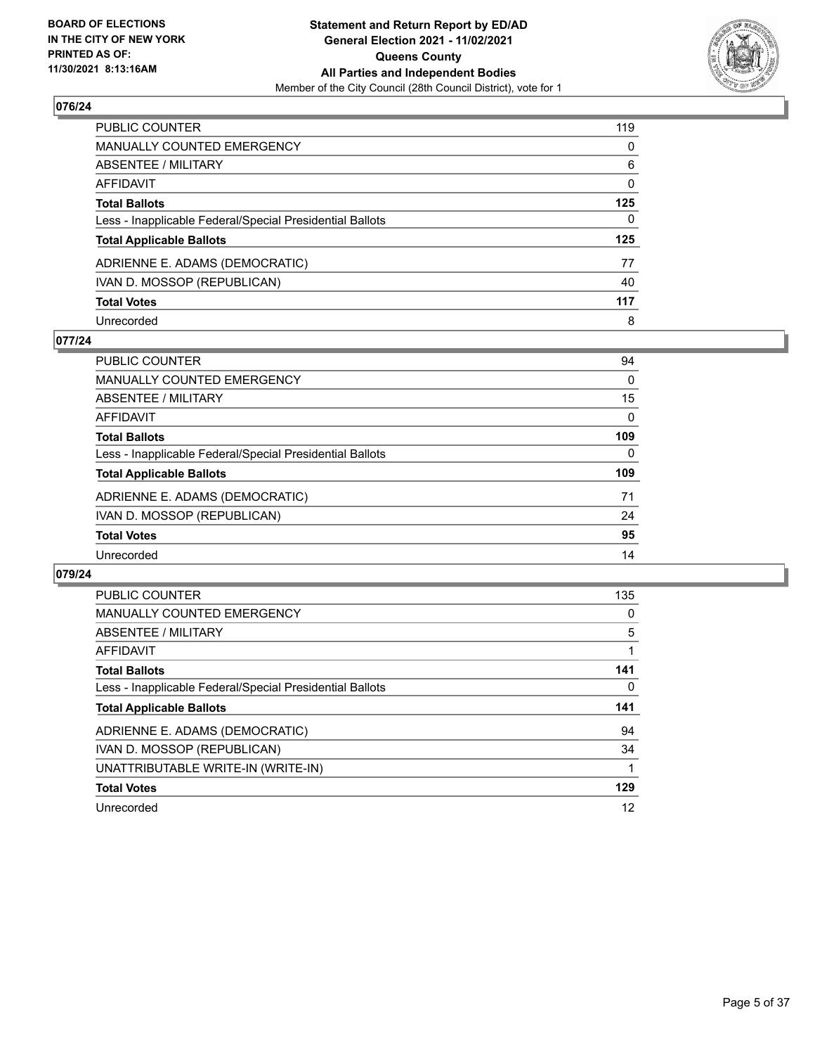### 076/24

| | |
|---|---|
| PUBLIC COUNTER | 119 |
| MANUALLY COUNTED EMERGENCY | 0 |
| ABSENTEE / MILITARY | 6 |
| AFFIDAVIT | 0 |
| **Total Ballots** | **125** |
| Less - Inapplicable Federal/Special Presidential Ballots | 0 |
| **Total Applicable Ballots** | **125** |
| ADRIENNE E. ADAMS (DEMOCRATIC) | 77 |
| IVAN D. MOSSOP (REPUBLICAN) | 40 |
| **Total Votes** | **117** |
| Unrecorded | 8 |

### 077/24

| | |
|---|---|
| PUBLIC COUNTER | 94 |
| MANUALLY COUNTED EMERGENCY | 0 |
| ABSENTEE / MILITARY | 15 |
| AFFIDAVIT | 0 |
| **Total Ballots** | **109** |
| Less - Inapplicable Federal/Special Presidential Ballots | 0 |
| **Total Applicable Ballots** | **109** |
| ADRIENNE E. ADAMS (DEMOCRATIC) | 71 |
| IVAN D. MOSSOP (REPUBLICAN) | 24 |
| **Total Votes** | **95** |
| Unrecorded | 14 |

### 079/24

| | |
|---|---|
| PUBLIC COUNTER | 135 |
| MANUALLY COUNTED EMERGENCY | 0 |
| ABSENTEE / MILITARY | 5 |
| AFFIDAVIT | 1 |
| **Total Ballots** | **141** |
| Less - Inapplicable Federal/Special Presidential Ballots | 0 |
| **Total Applicable Ballots** | **141** |
| ADRIENNE E. ADAMS (DEMOCRATIC) | 94 |
| IVAN D. MOSSOP (REPUBLICAN) | 34 |
| UNATTRIBUTABLE WRITE-IN (WRITE-IN) | 1 |
| **Total Votes** | **129** |
| Unrecorded | 12 |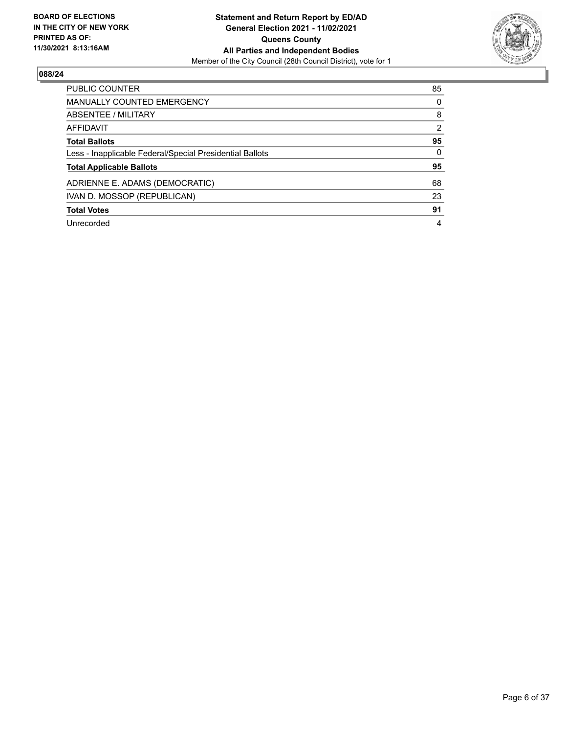**BOARD OF ELECTIONS IN THE CITY OF NEW YORK PRINTED AS OF: 11/30/2021 8:13:16AM**

**Statement and Return Report by ED/AD**
**General Election 2021 - 11/02/2021**
**Queens County**
**All Parties and Independent Bodies**
Member of the City Council (28th Council District), vote for 1

## 088/24

| | |
|---|---|
| PUBLIC COUNTER | 85 |
| MANUALLY COUNTED EMERGENCY | 0 |
| ABSENTEE / MILITARY | 8 |
| AFFIDAVIT | 2 |
| **Total Ballots** | **95** |
| Less - Inapplicable Federal/Special Presidential Ballots | 0 |
| **Total Applicable Ballots** | **95** |
| ADRIENNE E. ADAMS (DEMOCRATIC) | 68 |
| IVAN D. MOSSOP (REPUBLICAN) | 23 |
| **Total Votes** | **91** |
| Unrecorded | 4 |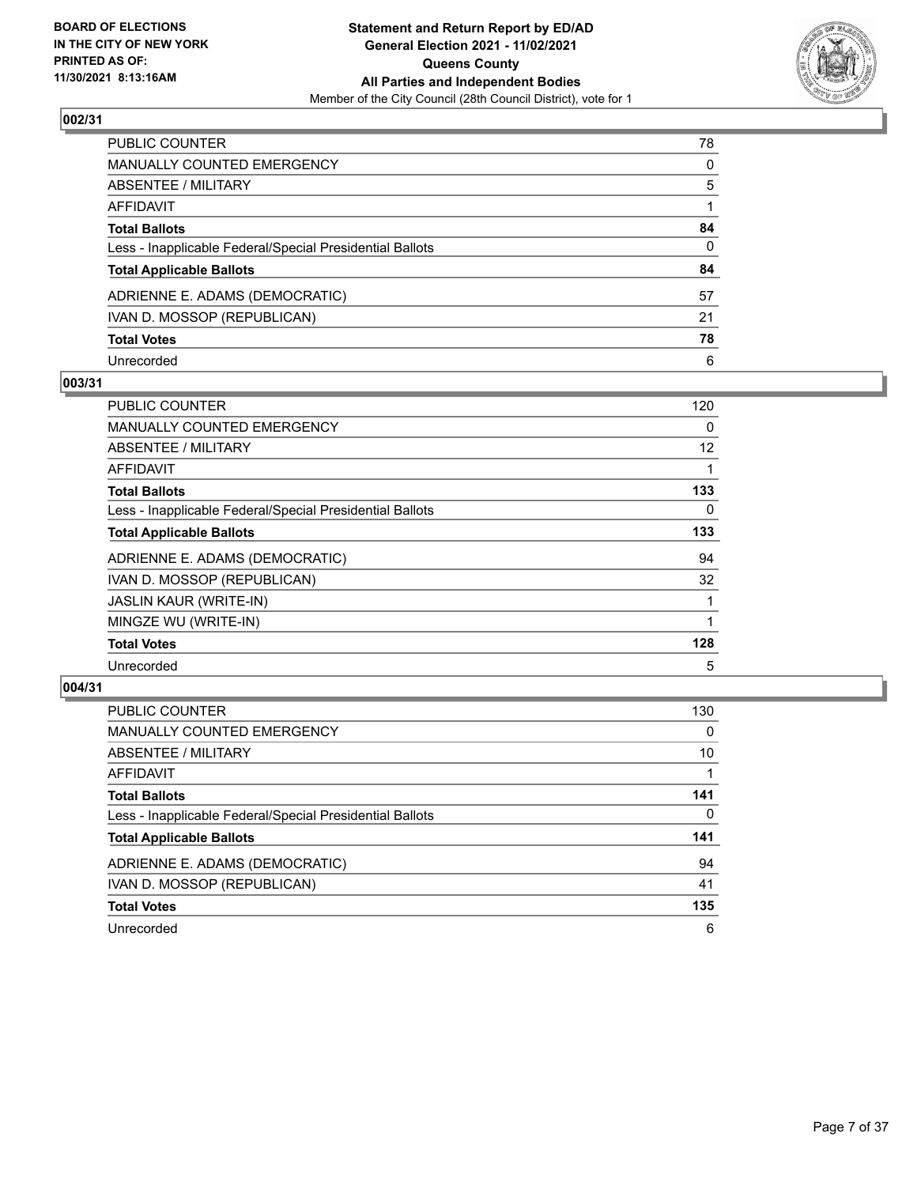**Statement and Return Report by ED/AD**
**General Election 2021 - 11/02/2021**
**Queens County**
**All Parties and Independent Bodies**
Member of the City Council (28th Council District), vote for 1

BOARD OF ELECTIONS IN THE CITY OF NEW YORK PRINTED AS OF: 11/30/2021 8:13:16AM

### 002/31

| | |
|---|---|
| PUBLIC COUNTER | 78 |
| MANUALLY COUNTED EMERGENCY | 0 |
| ABSENTEE / MILITARY | 5 |
| AFFIDAVIT | 1 |
| **Total Ballots** | **84** |
| Less - Inapplicable Federal/Special Presidential Ballots | 0 |
| **Total Applicable Ballots** | **84** |
| ADRIENNE E. ADAMS (DEMOCRATIC) | 57 |
| IVAN D. MOSSOP (REPUBLICAN) | 21 |
| **Total Votes** | **78** |
| Unrecorded | 6 |

### 003/31

| | |
|---|---|
| PUBLIC COUNTER | 120 |
| MANUALLY COUNTED EMERGENCY | 0 |
| ABSENTEE / MILITARY | 12 |
| AFFIDAVIT | 1 |
| **Total Ballots** | **133** |
| Less - Inapplicable Federal/Special Presidential Ballots | 0 |
| **Total Applicable Ballots** | **133** |
| ADRIENNE E. ADAMS (DEMOCRATIC) | 94 |
| IVAN D. MOSSOP (REPUBLICAN) | 32 |
| JASLIN KAUR (WRITE-IN) | 1 |
| MINGZE WU (WRITE-IN) | 1 |
| **Total Votes** | **128** |
| Unrecorded | 5 |

### 004/31

| | |
|---|---|
| PUBLIC COUNTER | 130 |
| MANUALLY COUNTED EMERGENCY | 0 |
| ABSENTEE / MILITARY | 10 |
| AFFIDAVIT | 1 |
| **Total Ballots** | **141** |
| Less - Inapplicable Federal/Special Presidential Ballots | 0 |
| **Total Applicable Ballots** | **141** |
| ADRIENNE E. ADAMS (DEMOCRATIC) | 94 |
| IVAN D. MOSSOP (REPUBLICAN) | 41 |
| **Total Votes** | **135** |
| Unrecorded | 6 |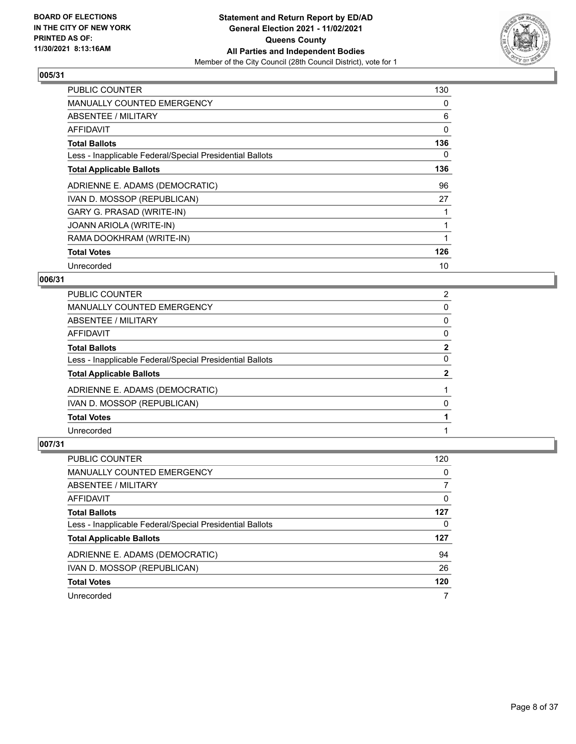## 005/31

| | |
|---|---|
| PUBLIC COUNTER | 130 |
| MANUALLY COUNTED EMERGENCY | 0 |
| ABSENTEE / MILITARY | 6 |
| AFFIDAVIT | 0 |
| **Total Ballots** | **136** |
| Less - Inapplicable Federal/Special Presidential Ballots | 0 |
| **Total Applicable Ballots** | **136** |
| ADRIENNE E. ADAMS (DEMOCRATIC) | 96 |
| IVAN D. MOSSOP (REPUBLICAN) | 27 |
| GARY G. PRASAD (WRITE-IN) | 1 |
| JOANN ARIOLA (WRITE-IN) | 1 |
| RAMA DOOKHRAM (WRITE-IN) | 1 |
| **Total Votes** | **126** |
| Unrecorded | 10 |

## 006/31

| | |
|---|---|
| PUBLIC COUNTER | 2 |
| MANUALLY COUNTED EMERGENCY | 0 |
| ABSENTEE / MILITARY | 0 |
| AFFIDAVIT | 0 |
| **Total Ballots** | **2** |
| Less - Inapplicable Federal/Special Presidential Ballots | 0 |
| **Total Applicable Ballots** | **2** |
| ADRIENNE E. ADAMS (DEMOCRATIC) | 1 |
| IVAN D. MOSSOP (REPUBLICAN) | 0 |
| **Total Votes** | **1** |
| Unrecorded | 1 |

## 007/31

| | |
|---|---|
| PUBLIC COUNTER | 120 |
| MANUALLY COUNTED EMERGENCY | 0 |
| ABSENTEE / MILITARY | 7 |
| AFFIDAVIT | 0 |
| **Total Ballots** | **127** |
| Less - Inapplicable Federal/Special Presidential Ballots | 0 |
| **Total Applicable Ballots** | **127** |
| ADRIENNE E. ADAMS (DEMOCRATIC) | 94 |
| IVAN D. MOSSOP (REPUBLICAN) | 26 |
| **Total Votes** | **120** |
| Unrecorded | 7 |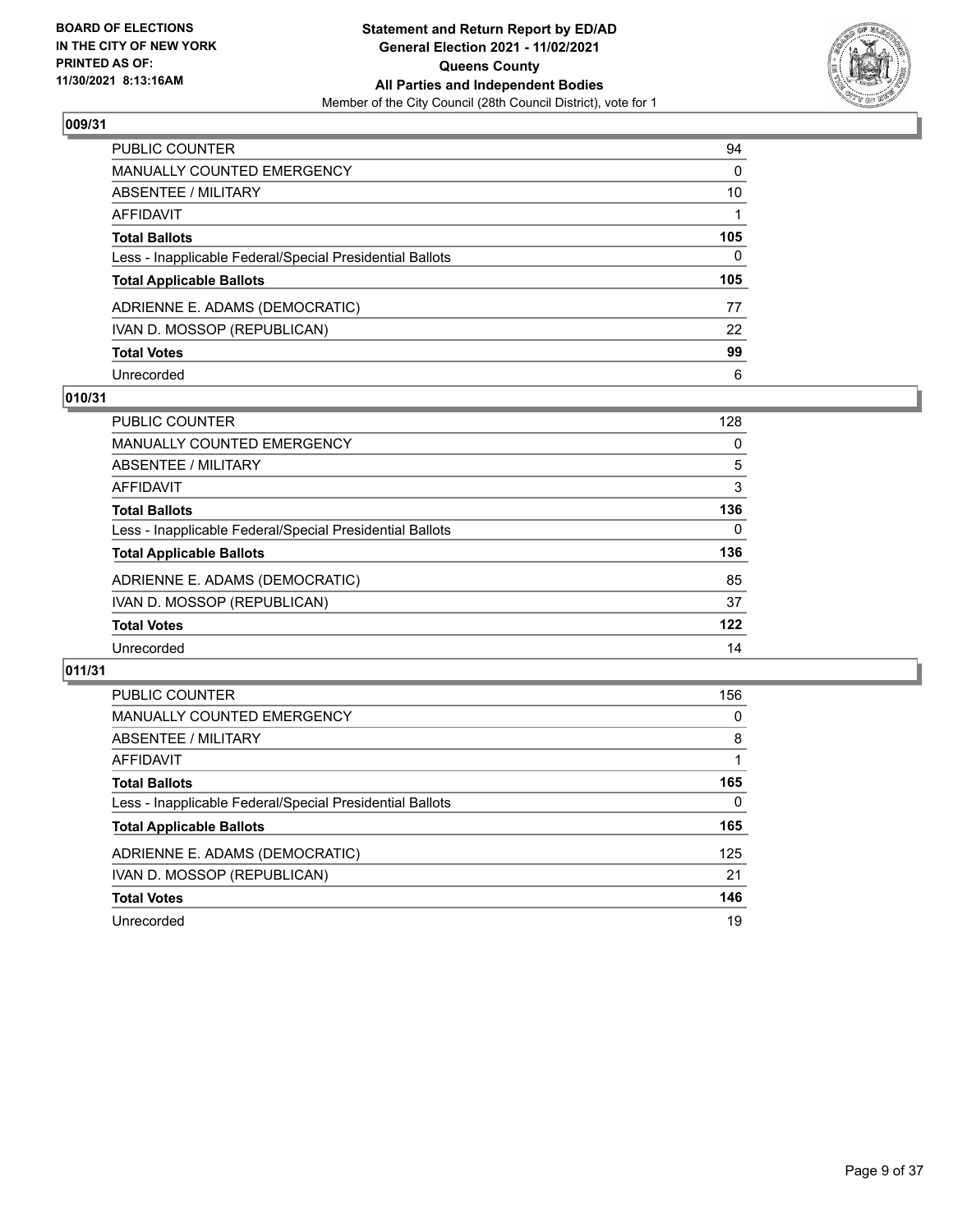BOARD OF ELECTIONS
IN THE CITY OF NEW YORK
PRINTED AS OF:
11/30/2021 8:13:16AM

**Statement and Return Report by ED/AD**
**General Election 2021 - 11/02/2021**
**Queens County**
**All Parties and Independent Bodies**
Member of the City Council (28th Council District), vote for 1

### 009/31

| | |
|---|---|
| PUBLIC COUNTER | 94 |
| MANUALLY COUNTED EMERGENCY | 0 |
| ABSENTEE / MILITARY | 10 |
| AFFIDAVIT | 1 |
| **Total Ballots** | **105** |
| Less - Inapplicable Federal/Special Presidential Ballots | 0 |
| **Total Applicable Ballots** | **105** |
| ADRIENNE E. ADAMS (DEMOCRATIC) | 77 |
| IVAN D. MOSSOP (REPUBLICAN) | 22 |
| **Total Votes** | **99** |
| Unrecorded | 6 |

### 010/31

| | |
|---|---|
| PUBLIC COUNTER | 128 |
| MANUALLY COUNTED EMERGENCY | 0 |
| ABSENTEE / MILITARY | 5 |
| AFFIDAVIT | 3 |
| **Total Ballots** | **136** |
| Less - Inapplicable Federal/Special Presidential Ballots | 0 |
| **Total Applicable Ballots** | **136** |
| ADRIENNE E. ADAMS (DEMOCRATIC) | 85 |
| IVAN D. MOSSOP (REPUBLICAN) | 37 |
| **Total Votes** | **122** |
| Unrecorded | 14 |

### 011/31

| | |
|---|---|
| PUBLIC COUNTER | 156 |
| MANUALLY COUNTED EMERGENCY | 0 |
| ABSENTEE / MILITARY | 8 |
| AFFIDAVIT | 1 |
| **Total Ballots** | **165** |
| Less - Inapplicable Federal/Special Presidential Ballots | 0 |
| **Total Applicable Ballots** | **165** |
| ADRIENNE E. ADAMS (DEMOCRATIC) | 125 |
| IVAN D. MOSSOP (REPUBLICAN) | 21 |
| **Total Votes** | **146** |
| Unrecorded | 19 |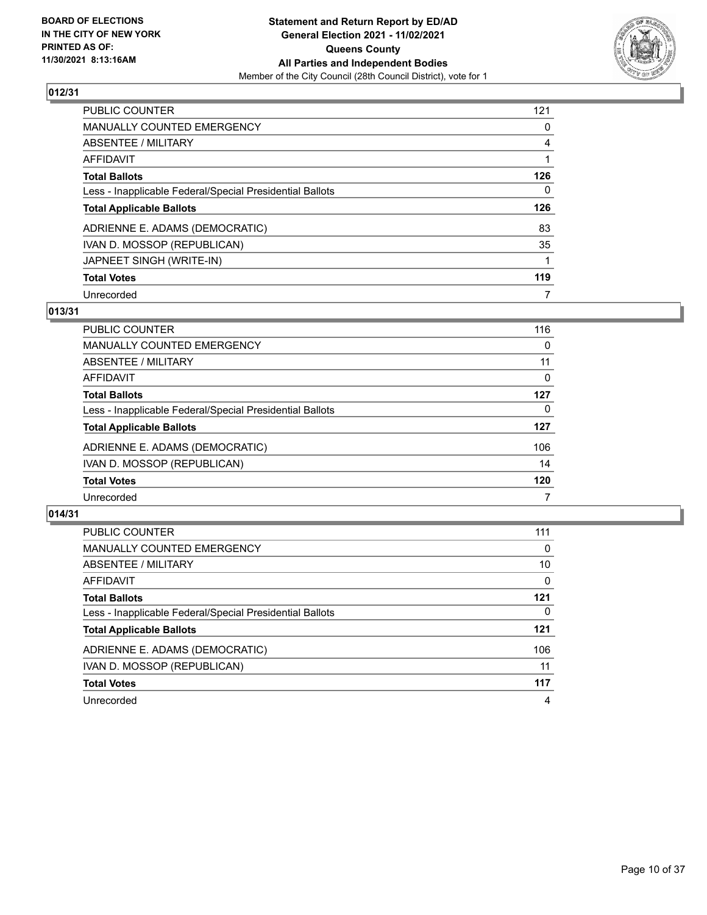**BOARD OF ELECTIONS IN THE CITY OF NEW YORK PRINTED AS OF: 11/30/2021 8:13:16AM**

**Statement and Return Report by ED/AD General Election 2021 - 11/02/2021 Queens County All Parties and Independent Bodies**

Member of the City Council (28th Council District), vote for 1

### 012/31

| | |
|---|---|
| PUBLIC COUNTER | 121 |
| MANUALLY COUNTED EMERGENCY | 0 |
| ABSENTEE / MILITARY | 4 |
| AFFIDAVIT | 1 |
| **Total Ballots** | **126** |
| Less - Inapplicable Federal/Special Presidential Ballots | 0 |
| **Total Applicable Ballots** | **126** |
| ADRIENNE E. ADAMS (DEMOCRATIC) | 83 |
| IVAN D. MOSSOP (REPUBLICAN) | 35 |
| JAPNEET SINGH (WRITE-IN) | 1 |
| **Total Votes** | **119** |
| Unrecorded | 7 |

### 013/31

| | |
|---|---|
| PUBLIC COUNTER | 116 |
| MANUALLY COUNTED EMERGENCY | 0 |
| ABSENTEE / MILITARY | 11 |
| AFFIDAVIT | 0 |
| **Total Ballots** | **127** |
| Less - Inapplicable Federal/Special Presidential Ballots | 0 |
| **Total Applicable Ballots** | **127** |
| ADRIENNE E. ADAMS (DEMOCRATIC) | 106 |
| IVAN D. MOSSOP (REPUBLICAN) | 14 |
| **Total Votes** | **120** |
| Unrecorded | 7 |

### 014/31

| | |
|---|---|
| PUBLIC COUNTER | 111 |
| MANUALLY COUNTED EMERGENCY | 0 |
| ABSENTEE / MILITARY | 10 |
| AFFIDAVIT | 0 |
| **Total Ballots** | **121** |
| Less - Inapplicable Federal/Special Presidential Ballots | 0 |
| **Total Applicable Ballots** | **121** |
| ADRIENNE E. ADAMS (DEMOCRATIC) | 106 |
| IVAN D. MOSSOP (REPUBLICAN) | 11 |
| **Total Votes** | **117** |
| Unrecorded | 4 |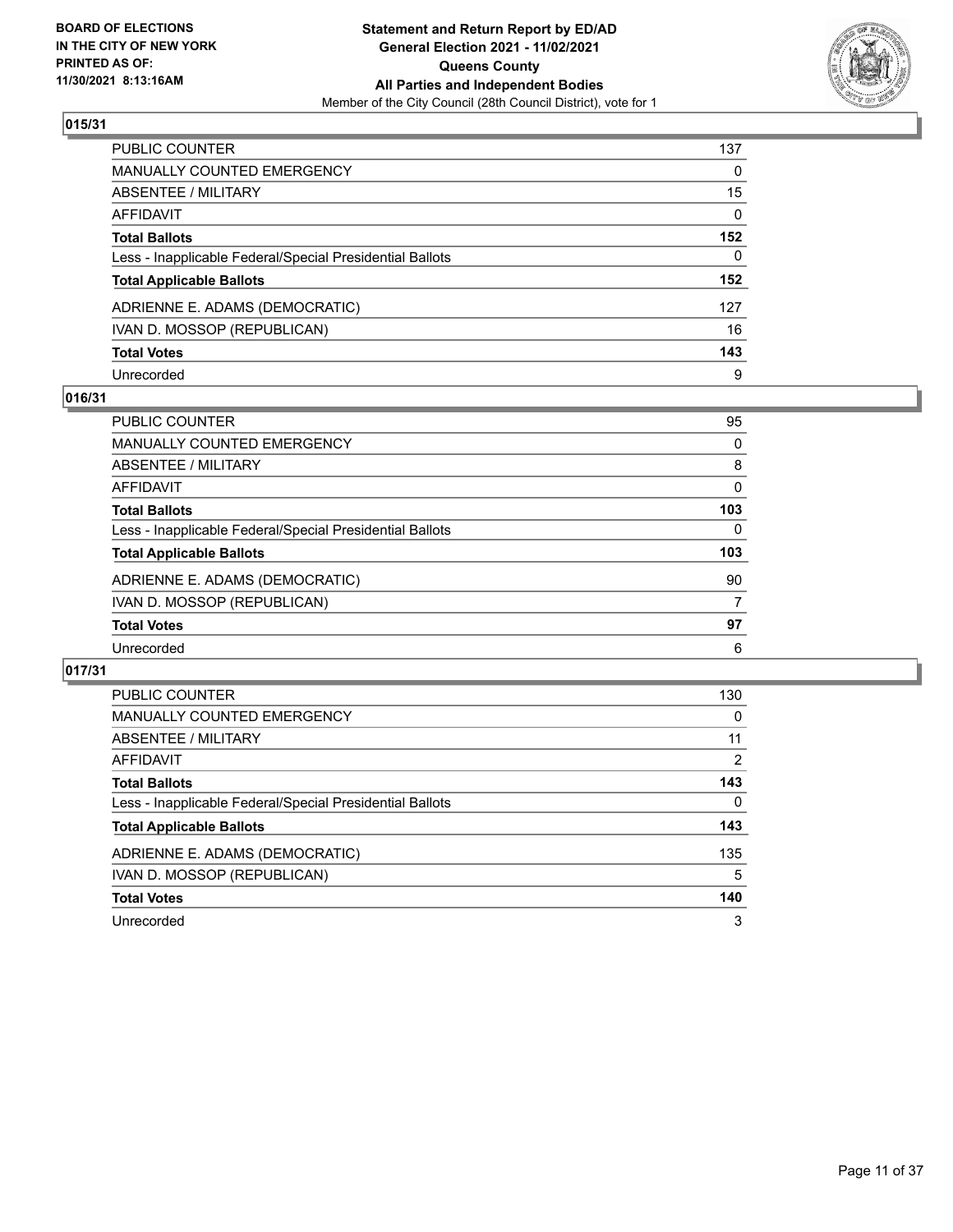**Statement and Return Report by ED/AD**
**General Election 2021 - 11/02/2021**
**Queens County**
**All Parties and Independent Bodies**
Member of the City Council (28th Council District), vote for 1

BOARD OF ELECTIONS IN THE CITY OF NEW YORK PRINTED AS OF: 11/30/2021 8:13:16AM

### 015/31

| | |
|---|---|
| PUBLIC COUNTER | 137 |
| MANUALLY COUNTED EMERGENCY | 0 |
| ABSENTEE / MILITARY | 15 |
| AFFIDAVIT | 0 |
| **Total Ballots** | **152** |
| Less - Inapplicable Federal/Special Presidential Ballots | 0 |
| **Total Applicable Ballots** | **152** |
| ADRIENNE E. ADAMS (DEMOCRATIC) | 127 |
| IVAN D. MOSSOP (REPUBLICAN) | 16 |
| **Total Votes** | **143** |
| Unrecorded | 9 |

### 016/31

| | |
|---|---|
| PUBLIC COUNTER | 95 |
| MANUALLY COUNTED EMERGENCY | 0 |
| ABSENTEE / MILITARY | 8 |
| AFFIDAVIT | 0 |
| **Total Ballots** | **103** |
| Less - Inapplicable Federal/Special Presidential Ballots | 0 |
| **Total Applicable Ballots** | **103** |
| ADRIENNE E. ADAMS (DEMOCRATIC) | 90 |
| IVAN D. MOSSOP (REPUBLICAN) | 7 |
| **Total Votes** | **97** |
| Unrecorded | 6 |

### 017/31

| | |
|---|---|
| PUBLIC COUNTER | 130 |
| MANUALLY COUNTED EMERGENCY | 0 |
| ABSENTEE / MILITARY | 11 |
| AFFIDAVIT | 2 |
| **Total Ballots** | **143** |
| Less - Inapplicable Federal/Special Presidential Ballots | 0 |
| **Total Applicable Ballots** | **143** |
| ADRIENNE E. ADAMS (DEMOCRATIC) | 135 |
| IVAN D. MOSSOP (REPUBLICAN) | 5 |
| **Total Votes** | **140** |
| Unrecorded | 3 |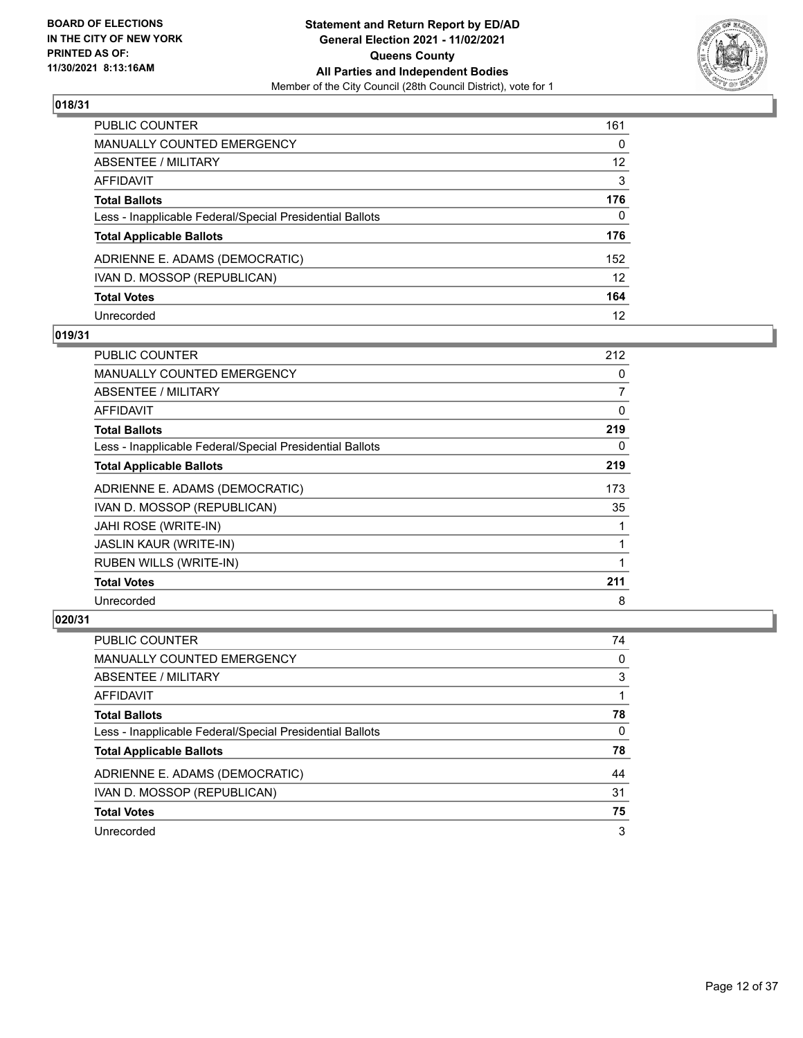BOARD OF ELECTIONS
IN THE CITY OF NEW YORK
PRINTED AS OF:
11/30/2021 8:13:16AM

**Statement and Return Report by ED/AD**
**General Election 2021 - 11/02/2021**
**Queens County**
**All Parties and Independent Bodies**
Member of the City Council (28th Council District), vote for 1

### 018/31

| | |
|---|---|
| PUBLIC COUNTER | 161 |
| MANUALLY COUNTED EMERGENCY | 0 |
| ABSENTEE / MILITARY | 12 |
| AFFIDAVIT | 3 |
| **Total Ballots** | **176** |
| Less - Inapplicable Federal/Special Presidential Ballots | 0 |
| **Total Applicable Ballots** | **176** |
| ADRIENNE E. ADAMS (DEMOCRATIC) | 152 |
| IVAN D. MOSSOP (REPUBLICAN) | 12 |
| **Total Votes** | **164** |
| Unrecorded | 12 |

### 019/31

| | |
|---|---|
| PUBLIC COUNTER | 212 |
| MANUALLY COUNTED EMERGENCY | 0 |
| ABSENTEE / MILITARY | 7 |
| AFFIDAVIT | 0 |
| **Total Ballots** | **219** |
| Less - Inapplicable Federal/Special Presidential Ballots | 0 |
| **Total Applicable Ballots** | **219** |
| ADRIENNE E. ADAMS (DEMOCRATIC) | 173 |
| IVAN D. MOSSOP (REPUBLICAN) | 35 |
| JAHI ROSE (WRITE-IN) | 1 |
| JASLIN KAUR (WRITE-IN) | 1 |
| RUBEN WILLS (WRITE-IN) | 1 |
| **Total Votes** | **211** |
| Unrecorded | 8 |

### 020/31

| | |
|---|---|
| PUBLIC COUNTER | 74 |
| MANUALLY COUNTED EMERGENCY | 0 |
| ABSENTEE / MILITARY | 3 |
| AFFIDAVIT | 1 |
| **Total Ballots** | **78** |
| Less - Inapplicable Federal/Special Presidential Ballots | 0 |
| **Total Applicable Ballots** | **78** |
| ADRIENNE E. ADAMS (DEMOCRATIC) | 44 |
| IVAN D. MOSSOP (REPUBLICAN) | 31 |
| **Total Votes** | **75** |
| Unrecorded | 3 |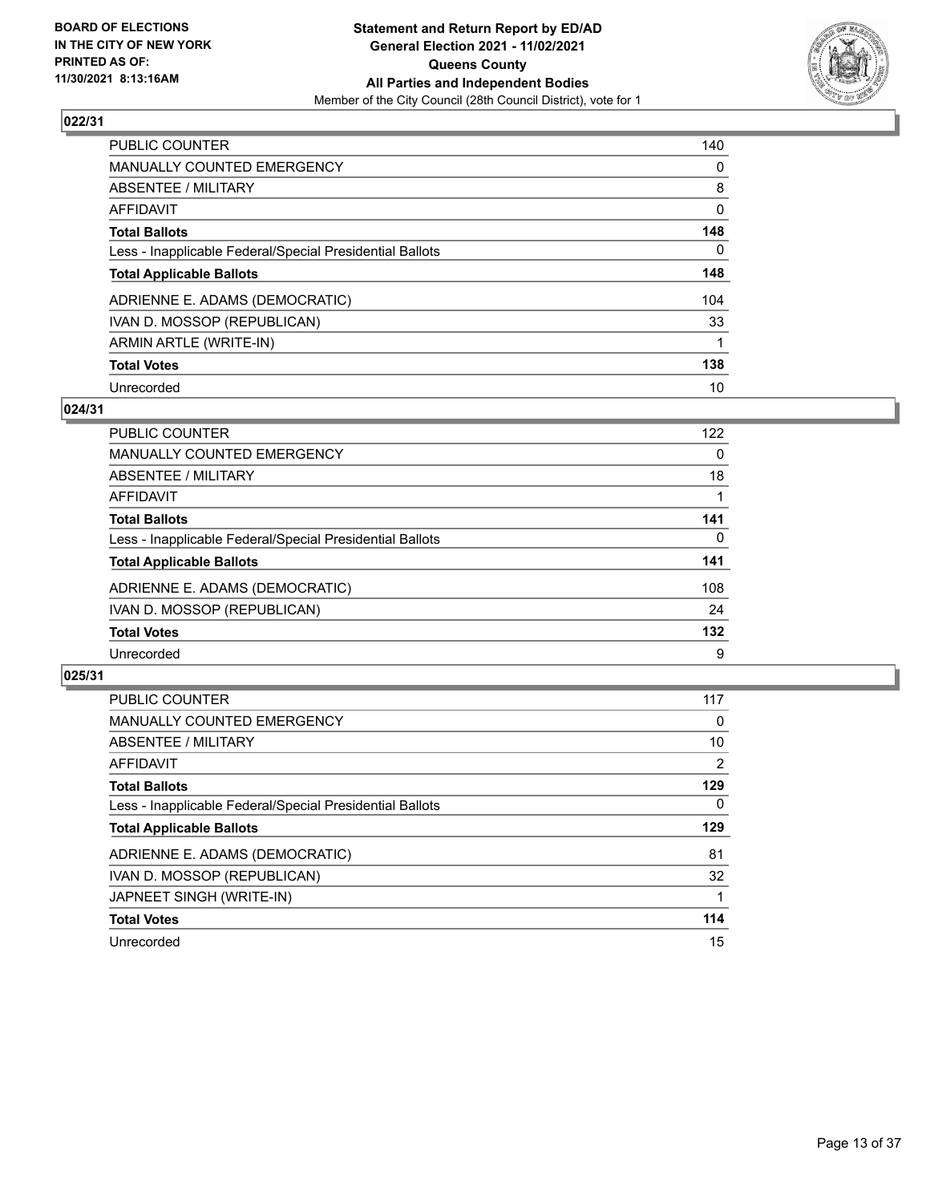**BOARD OF ELECTIONS IN THE CITY OF NEW YORK PRINTED AS OF: 11/30/2021 8:13:16AM**

**Statement and Return Report by ED/AD General Election 2021 - 11/02/2021 Queens County All Parties and Independent Bodies**

Member of the City Council (28th Council District), vote for 1

## 022/31

| | |
|---|---|
| PUBLIC COUNTER | 140 |
| MANUALLY COUNTED EMERGENCY | 0 |
| ABSENTEE / MILITARY | 8 |
| AFFIDAVIT | 0 |
| **Total Ballots** | **148** |
| Less - Inapplicable Federal/Special Presidential Ballots | 0 |
| **Total Applicable Ballots** | **148** |
| ADRIENNE E. ADAMS (DEMOCRATIC) | 104 |
| IVAN D. MOSSOP (REPUBLICAN) | 33 |
| ARMIN ARTLE (WRITE-IN) | 1 |
| **Total Votes** | **138** |
| Unrecorded | 10 |

## 024/31

| | |
|---|---|
| PUBLIC COUNTER | 122 |
| MANUALLY COUNTED EMERGENCY | 0 |
| ABSENTEE / MILITARY | 18 |
| AFFIDAVIT | 1 |
| **Total Ballots** | **141** |
| Less - Inapplicable Federal/Special Presidential Ballots | 0 |
| **Total Applicable Ballots** | **141** |
| ADRIENNE E. ADAMS (DEMOCRATIC) | 108 |
| IVAN D. MOSSOP (REPUBLICAN) | 24 |
| **Total Votes** | **132** |
| Unrecorded | 9 |

## 025/31

| | |
|---|---|
| PUBLIC COUNTER | 117 |
| MANUALLY COUNTED EMERGENCY | 0 |
| ABSENTEE / MILITARY | 10 |
| AFFIDAVIT | 2 |
| **Total Ballots** | **129** |
| Less - Inapplicable Federal/Special Presidential Ballots | 0 |
| **Total Applicable Ballots** | **129** |
| ADRIENNE E. ADAMS (DEMOCRATIC) | 81 |
| IVAN D. MOSSOP (REPUBLICAN) | 32 |
| JAPNEET SINGH (WRITE-IN) | 1 |
| **Total Votes** | **114** |
| Unrecorded | 15 |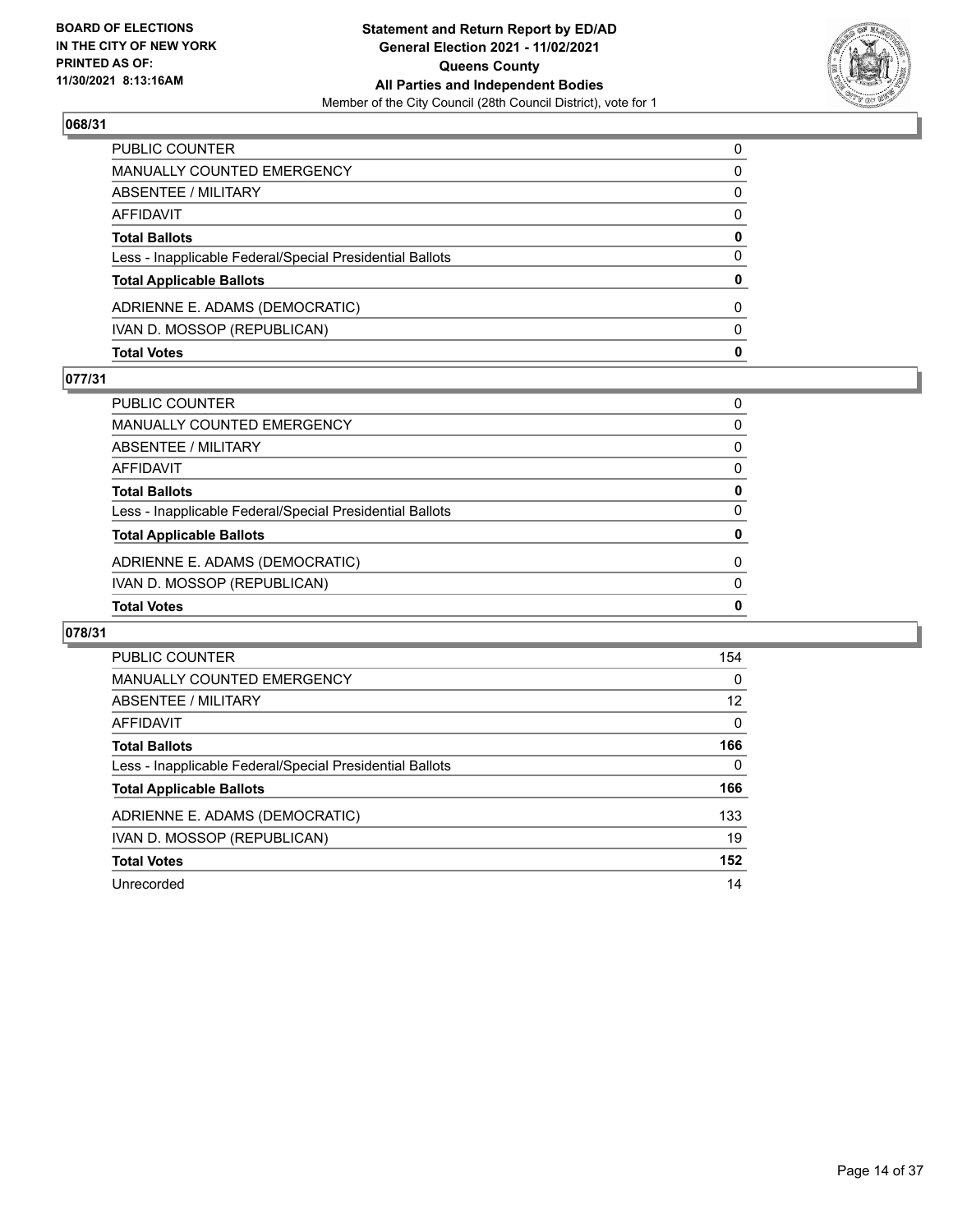## 068/31

| | |
|---|---|
| PUBLIC COUNTER | 0 |
| MANUALLY COUNTED EMERGENCY | 0 |
| ABSENTEE / MILITARY | 0 |
| AFFIDAVIT | 0 |
| **Total Ballots** | **0** |
| Less - Inapplicable Federal/Special Presidential Ballots | 0 |
| **Total Applicable Ballots** | **0** |
| ADRIENNE E. ADAMS (DEMOCRATIC) | 0 |
| IVAN D. MOSSOP (REPUBLICAN) | 0 |
| **Total Votes** | **0** |

## 077/31

| | |
|---|---|
| PUBLIC COUNTER | 0 |
| MANUALLY COUNTED EMERGENCY | 0 |
| ABSENTEE / MILITARY | 0 |
| AFFIDAVIT | 0 |
| **Total Ballots** | **0** |
| Less - Inapplicable Federal/Special Presidential Ballots | 0 |
| **Total Applicable Ballots** | **0** |
| ADRIENNE E. ADAMS (DEMOCRATIC) | 0 |
| IVAN D. MOSSOP (REPUBLICAN) | 0 |
| **Total Votes** | **0** |

## 078/31

| | |
|---|---|
| PUBLIC COUNTER | 154 |
| MANUALLY COUNTED EMERGENCY | 0 |
| ABSENTEE / MILITARY | 12 |
| AFFIDAVIT | 0 |
| **Total Ballots** | **166** |
| Less - Inapplicable Federal/Special Presidential Ballots | 0 |
| **Total Applicable Ballots** | **166** |
| ADRIENNE E. ADAMS (DEMOCRATIC) | 133 |
| IVAN D. MOSSOP (REPUBLICAN) | 19 |
| **Total Votes** | **152** |
| Unrecorded | 14 |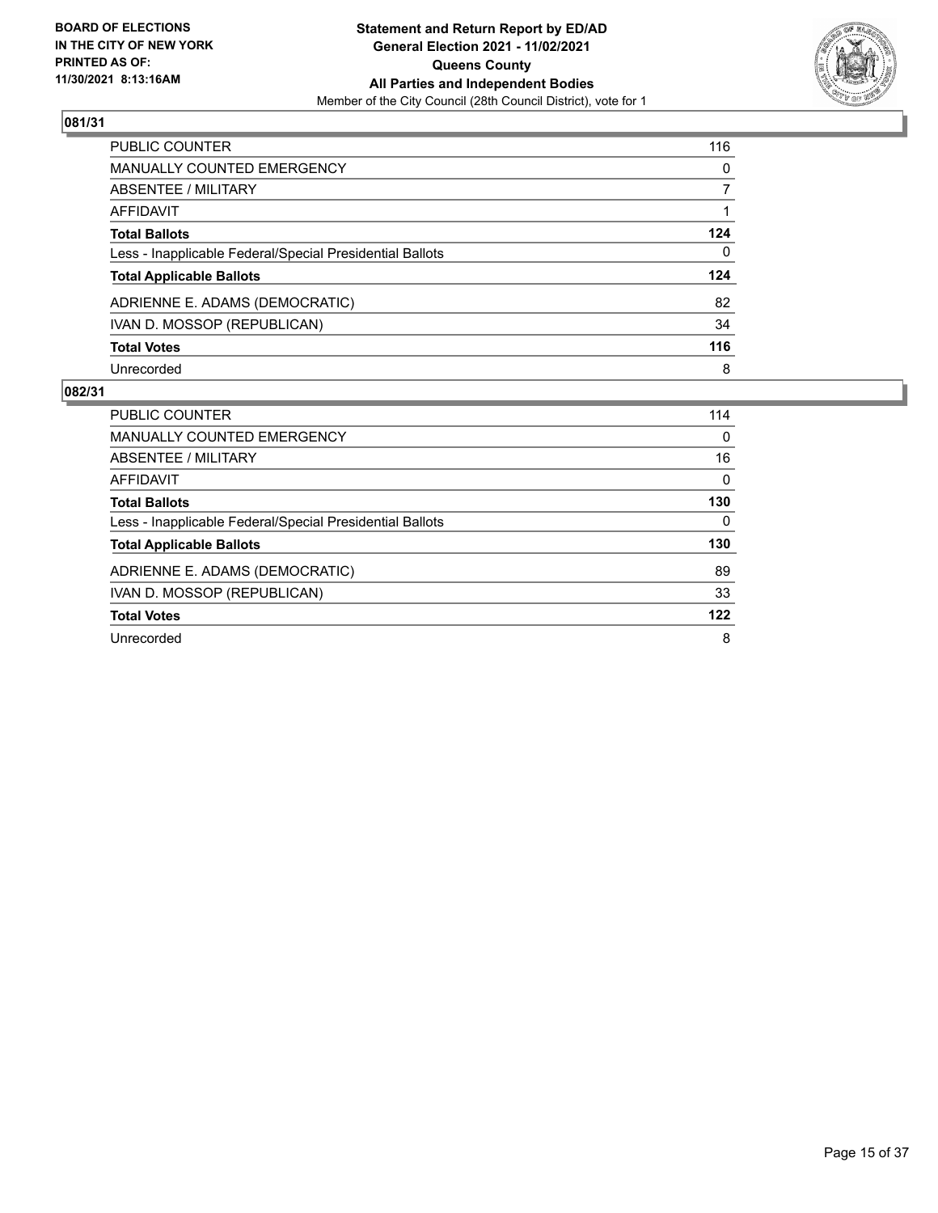BOARD OF ELECTIONS
IN THE CITY OF NEW YORK
PRINTED AS OF:
11/30/2021 8:13:16AM

**Statement and Return Report by ED/AD**
**General Election 2021 - 11/02/2021**
**Queens County**
**All Parties and Independent Bodies**
Member of the City Council (28th Council District), vote for 1

## 081/31

| | |
|---|---|
| PUBLIC COUNTER | 116 |
| MANUALLY COUNTED EMERGENCY | 0 |
| ABSENTEE / MILITARY | 7 |
| AFFIDAVIT | 1 |
| **Total Ballots** | **124** |
| Less - Inapplicable Federal/Special Presidential Ballots | 0 |
| **Total Applicable Ballots** | **124** |
| ADRIENNE E. ADAMS (DEMOCRATIC) | 82 |
| IVAN D. MOSSOP (REPUBLICAN) | 34 |
| **Total Votes** | **116** |
| Unrecorded | 8 |

## 082/31

| | |
|---|---|
| PUBLIC COUNTER | 114 |
| MANUALLY COUNTED EMERGENCY | 0 |
| ABSENTEE / MILITARY | 16 |
| AFFIDAVIT | 0 |
| **Total Ballots** | **130** |
| Less - Inapplicable Federal/Special Presidential Ballots | 0 |
| **Total Applicable Ballots** | **130** |
| ADRIENNE E. ADAMS (DEMOCRATIC) | 89 |
| IVAN D. MOSSOP (REPUBLICAN) | 33 |
| **Total Votes** | **122** |
| Unrecorded | 8 |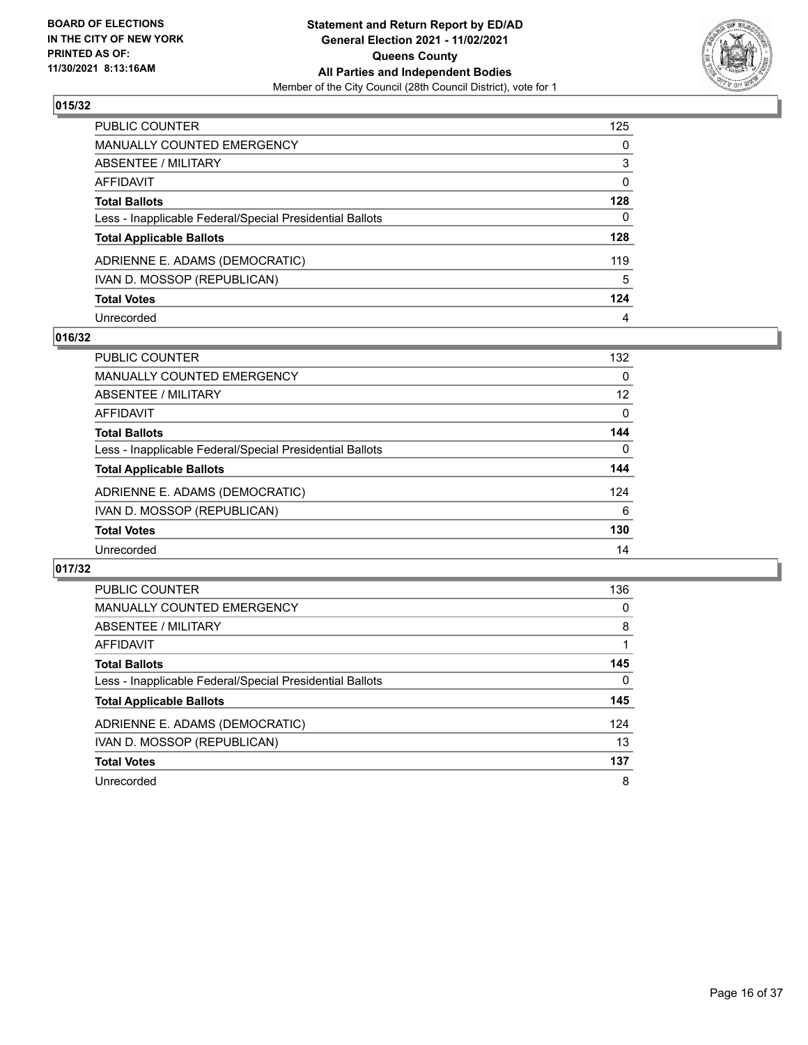**BOARD OF ELECTIONS IN THE CITY OF NEW YORK PRINTED AS OF: 11/30/2021 8:13:16AM**

**Statement and Return Report by ED/AD**
**General Election 2021 - 11/02/2021**
**Queens County**
**All Parties and Independent Bodies**
Member of the City Council (28th Council District), vote for 1

## 015/32

| | |
|---|---|
| PUBLIC COUNTER | 125 |
| MANUALLY COUNTED EMERGENCY | 0 |
| ABSENTEE / MILITARY | 3 |
| AFFIDAVIT | 0 |
| **Total Ballots** | **128** |
| Less - Inapplicable Federal/Special Presidential Ballots | 0 |
| **Total Applicable Ballots** | **128** |
| ADRIENNE E. ADAMS (DEMOCRATIC) | 119 |
| IVAN D. MOSSOP (REPUBLICAN) | 5 |
| **Total Votes** | **124** |
| Unrecorded | 4 |

## 016/32

| | |
|---|---|
| PUBLIC COUNTER | 132 |
| MANUALLY COUNTED EMERGENCY | 0 |
| ABSENTEE / MILITARY | 12 |
| AFFIDAVIT | 0 |
| **Total Ballots** | **144** |
| Less - Inapplicable Federal/Special Presidential Ballots | 0 |
| **Total Applicable Ballots** | **144** |
| ADRIENNE E. ADAMS (DEMOCRATIC) | 124 |
| IVAN D. MOSSOP (REPUBLICAN) | 6 |
| **Total Votes** | **130** |
| Unrecorded | 14 |

## 017/32

| | |
|---|---|
| PUBLIC COUNTER | 136 |
| MANUALLY COUNTED EMERGENCY | 0 |
| ABSENTEE / MILITARY | 8 |
| AFFIDAVIT | 1 |
| **Total Ballots** | **145** |
| Less - Inapplicable Federal/Special Presidential Ballots | 0 |
| **Total Applicable Ballots** | **145** |
| ADRIENNE E. ADAMS (DEMOCRATIC) | 124 |
| IVAN D. MOSSOP (REPUBLICAN) | 13 |
| **Total Votes** | **137** |
| Unrecorded | 8 |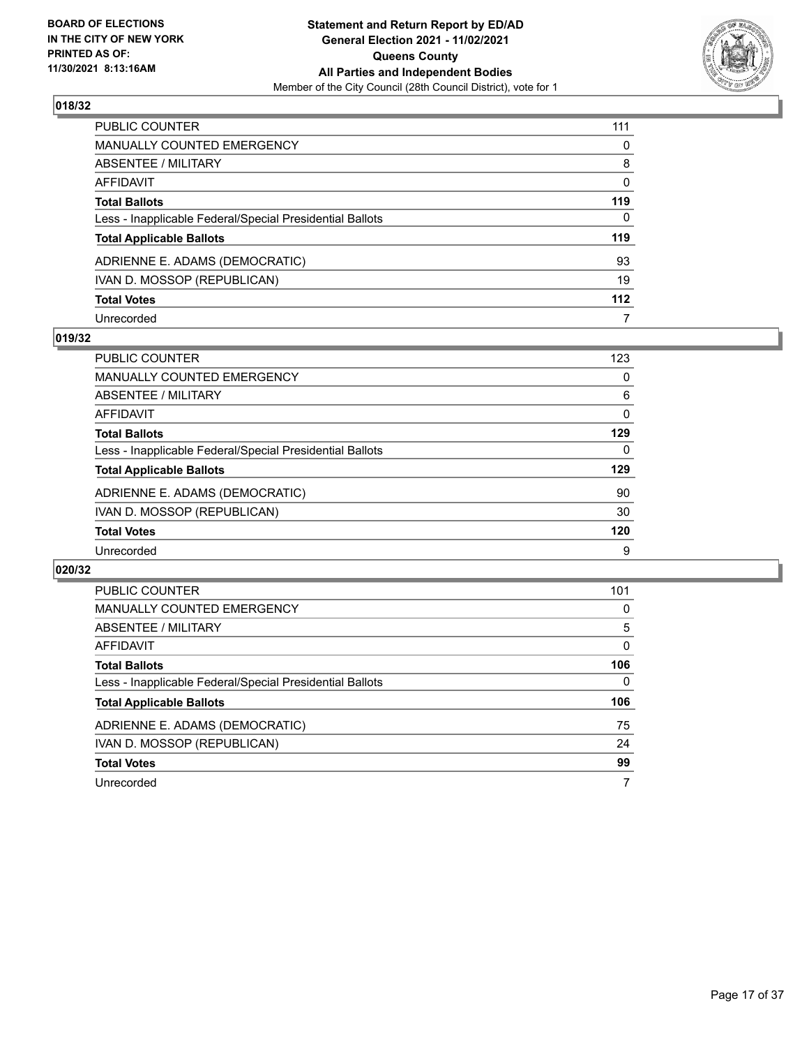**BOARD OF ELECTIONS IN THE CITY OF NEW YORK PRINTED AS OF: 11/30/2021 8:13:16AM**

**Statement and Return Report by ED/AD General Election 2021 - 11/02/2021 Queens County All Parties and Independent Bodies**

Member of the City Council (28th Council District), vote for 1

### 018/32

| | |
|---|---|
| PUBLIC COUNTER | 111 |
| MANUALLY COUNTED EMERGENCY | 0 |
| ABSENTEE / MILITARY | 8 |
| AFFIDAVIT | 0 |
| **Total Ballots** | **119** |
| Less - Inapplicable Federal/Special Presidential Ballots | 0 |
| **Total Applicable Ballots** | **119** |
| ADRIENNE E. ADAMS (DEMOCRATIC) | 93 |
| IVAN D. MOSSOP (REPUBLICAN) | 19 |
| **Total Votes** | **112** |
| Unrecorded | 7 |

### 019/32

| | |
|---|---|
| PUBLIC COUNTER | 123 |
| MANUALLY COUNTED EMERGENCY | 0 |
| ABSENTEE / MILITARY | 6 |
| AFFIDAVIT | 0 |
| **Total Ballots** | **129** |
| Less - Inapplicable Federal/Special Presidential Ballots | 0 |
| **Total Applicable Ballots** | **129** |
| ADRIENNE E. ADAMS (DEMOCRATIC) | 90 |
| IVAN D. MOSSOP (REPUBLICAN) | 30 |
| **Total Votes** | **120** |
| Unrecorded | 9 |

### 020/32

| | |
|---|---|
| PUBLIC COUNTER | 101 |
| MANUALLY COUNTED EMERGENCY | 0 |
| ABSENTEE / MILITARY | 5 |
| AFFIDAVIT | 0 |
| **Total Ballots** | **106** |
| Less - Inapplicable Federal/Special Presidential Ballots | 0 |
| **Total Applicable Ballots** | **106** |
| ADRIENNE E. ADAMS (DEMOCRATIC) | 75 |
| IVAN D. MOSSOP (REPUBLICAN) | 24 |
| **Total Votes** | **99** |
| Unrecorded | 7 |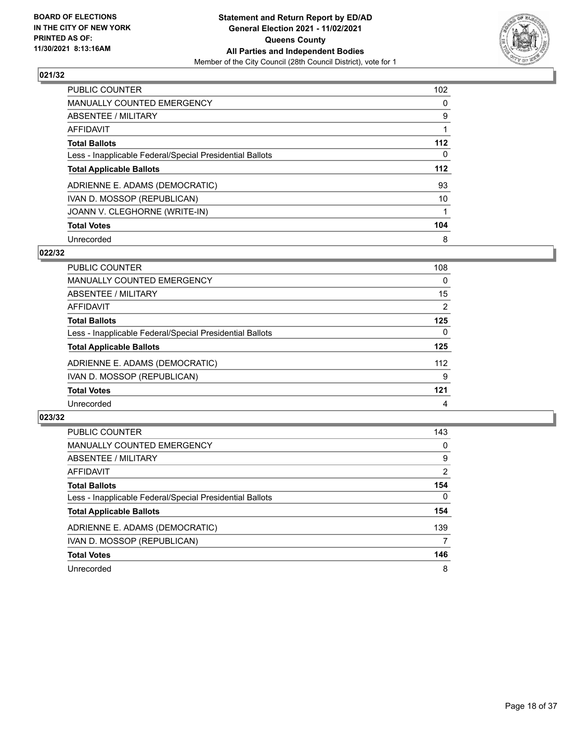**BOARD OF ELECTIONS IN THE CITY OF NEW YORK PRINTED AS OF: 11/30/2021 8:13:16AM**

**Statement and Return Report by ED/AD General Election 2021 - 11/02/2021 Queens County All Parties and Independent Bodies**

Member of the City Council (28th Council District), vote for 1

## 021/32

| | |
|---|---|
| PUBLIC COUNTER | 102 |
| MANUALLY COUNTED EMERGENCY | 0 |
| ABSENTEE / MILITARY | 9 |
| AFFIDAVIT | 1 |
| **Total Ballots** | **112** |
| Less - Inapplicable Federal/Special Presidential Ballots | 0 |
| **Total Applicable Ballots** | **112** |
| ADRIENNE E. ADAMS (DEMOCRATIC) | 93 |
| IVAN D. MOSSOP (REPUBLICAN) | 10 |
| JOANN V. CLEGHORNE (WRITE-IN) | 1 |
| **Total Votes** | **104** |
| Unrecorded | 8 |

## 022/32

| | |
|---|---|
| PUBLIC COUNTER | 108 |
| MANUALLY COUNTED EMERGENCY | 0 |
| ABSENTEE / MILITARY | 15 |
| AFFIDAVIT | 2 |
| **Total Ballots** | **125** |
| Less - Inapplicable Federal/Special Presidential Ballots | 0 |
| **Total Applicable Ballots** | **125** |
| ADRIENNE E. ADAMS (DEMOCRATIC) | 112 |
| IVAN D. MOSSOP (REPUBLICAN) | 9 |
| **Total Votes** | **121** |
| Unrecorded | 4 |

## 023/32

| | |
|---|---|
| PUBLIC COUNTER | 143 |
| MANUALLY COUNTED EMERGENCY | 0 |
| ABSENTEE / MILITARY | 9 |
| AFFIDAVIT | 2 |
| **Total Ballots** | **154** |
| Less - Inapplicable Federal/Special Presidential Ballots | 0 |
| **Total Applicable Ballots** | **154** |
| ADRIENNE E. ADAMS (DEMOCRATIC) | 139 |
| IVAN D. MOSSOP (REPUBLICAN) | 7 |
| **Total Votes** | **146** |
| Unrecorded | 8 |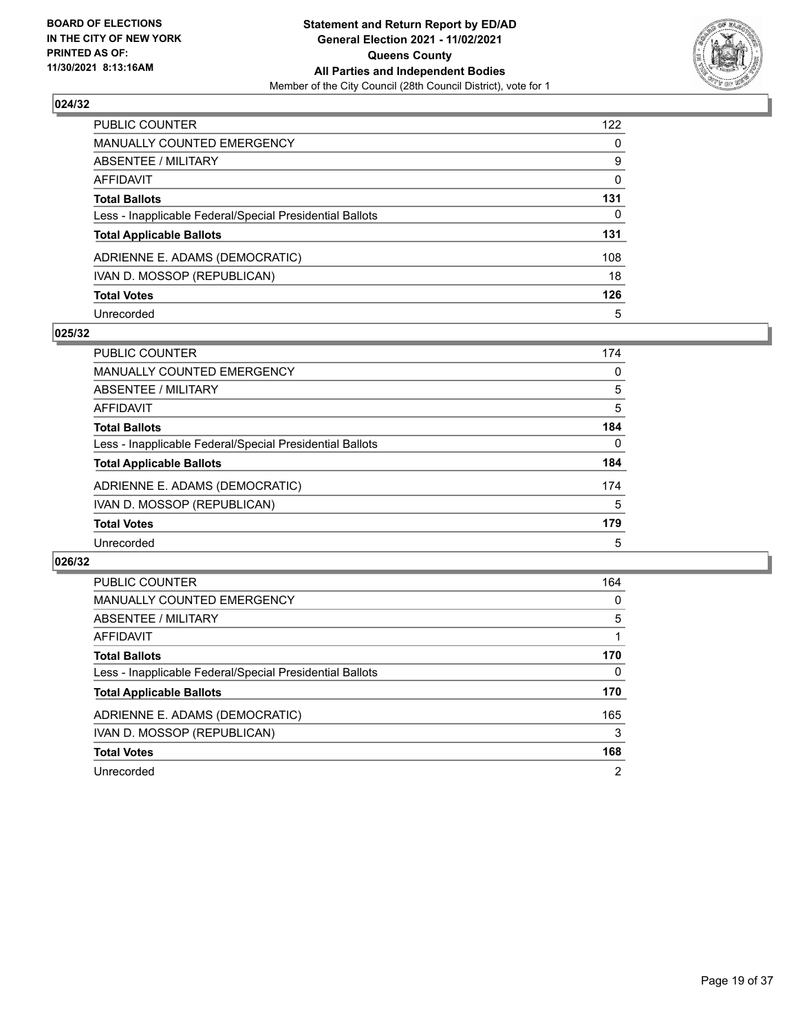**BOARD OF ELECTIONS IN THE CITY OF NEW YORK PRINTED AS OF: 11/30/2021 8:13:16AM**

**Statement and Return Report by ED/AD General Election 2021 - 11/02/2021 Queens County All Parties and Independent Bodies**
Member of the City Council (28th Council District), vote for 1

### 024/32

| | |
|---|---|
| PUBLIC COUNTER | 122 |
| MANUALLY COUNTED EMERGENCY | 0 |
| ABSENTEE / MILITARY | 9 |
| AFFIDAVIT | 0 |
| **Total Ballots** | **131** |
| Less - Inapplicable Federal/Special Presidential Ballots | 0 |
| **Total Applicable Ballots** | **131** |
| ADRIENNE E. ADAMS (DEMOCRATIC) | 108 |
| IVAN D. MOSSOP (REPUBLICAN) | 18 |
| **Total Votes** | **126** |
| Unrecorded | 5 |

### 025/32

| | |
|---|---|
| PUBLIC COUNTER | 174 |
| MANUALLY COUNTED EMERGENCY | 0 |
| ABSENTEE / MILITARY | 5 |
| AFFIDAVIT | 5 |
| **Total Ballots** | **184** |
| Less - Inapplicable Federal/Special Presidential Ballots | 0 |
| **Total Applicable Ballots** | **184** |
| ADRIENNE E. ADAMS (DEMOCRATIC) | 174 |
| IVAN D. MOSSOP (REPUBLICAN) | 5 |
| **Total Votes** | **179** |
| Unrecorded | 5 |

### 026/32

| | |
|---|---|
| PUBLIC COUNTER | 164 |
| MANUALLY COUNTED EMERGENCY | 0 |
| ABSENTEE / MILITARY | 5 |
| AFFIDAVIT | 1 |
| **Total Ballots** | **170** |
| Less - Inapplicable Federal/Special Presidential Ballots | 0 |
| **Total Applicable Ballots** | **170** |
| ADRIENNE E. ADAMS (DEMOCRATIC) | 165 |
| IVAN D. MOSSOP (REPUBLICAN) | 3 |
| **Total Votes** | **168** |
| Unrecorded | 2 |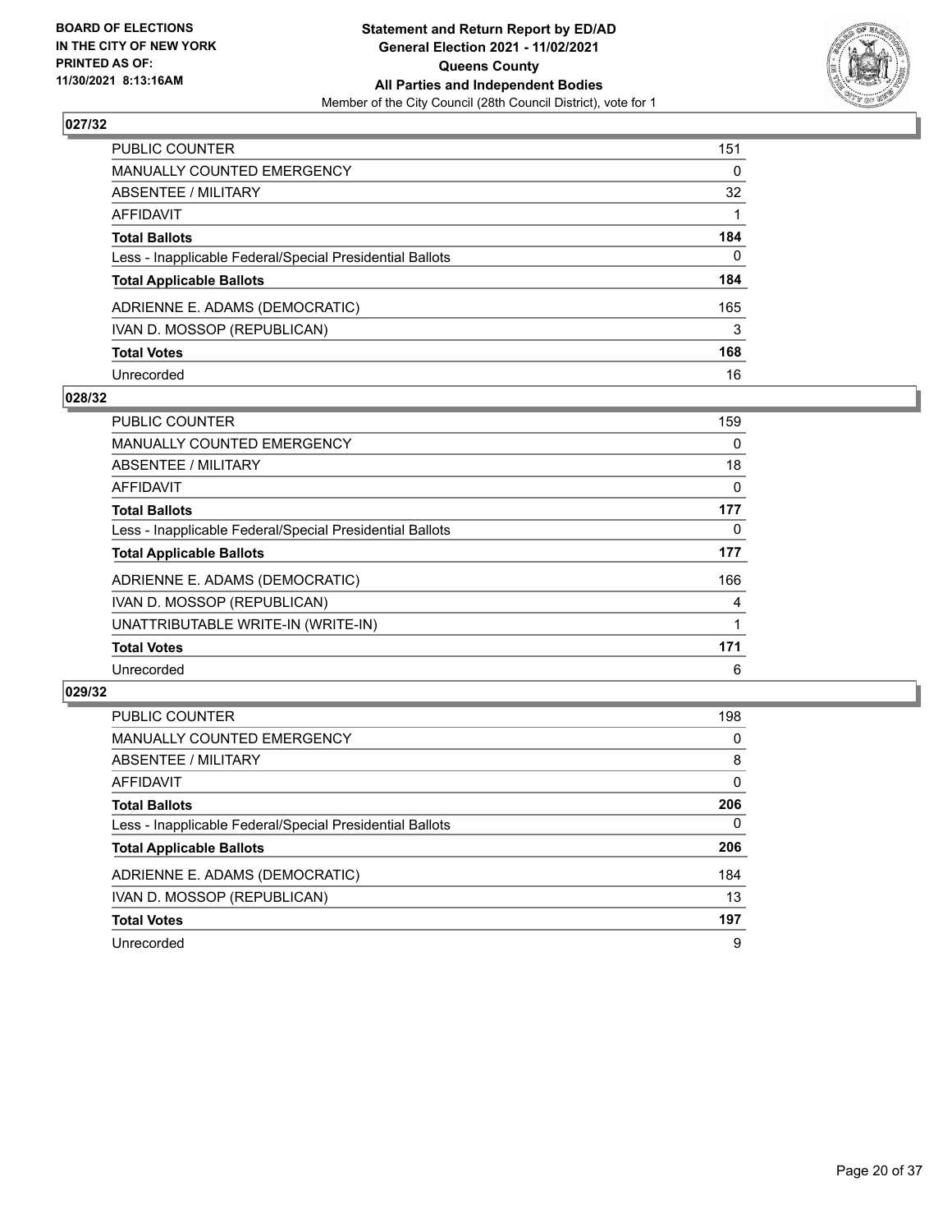BOARD OF ELECTIONS
IN THE CITY OF NEW YORK
PRINTED AS OF:
11/30/2021 8:13:16AM

**Statement and Return Report by ED/AD**
**General Election 2021 - 11/02/2021**
**Queens County**
**All Parties and Independent Bodies**
Member of the City Council (28th Council District), vote for 1

## 027/32

| | |
|---|---|
| PUBLIC COUNTER | 151 |
| MANUALLY COUNTED EMERGENCY | 0 |
| ABSENTEE / MILITARY | 32 |
| AFFIDAVIT | 1 |
| **Total Ballots** | **184** |
| Less - Inapplicable Federal/Special Presidential Ballots | 0 |
| **Total Applicable Ballots** | **184** |
| ADRIENNE E. ADAMS (DEMOCRATIC) | 165 |
| IVAN D. MOSSOP (REPUBLICAN) | 3 |
| **Total Votes** | **168** |
| Unrecorded | 16 |

## 028/32

| | |
|---|---|
| PUBLIC COUNTER | 159 |
| MANUALLY COUNTED EMERGENCY | 0 |
| ABSENTEE / MILITARY | 18 |
| AFFIDAVIT | 0 |
| **Total Ballots** | **177** |
| Less - Inapplicable Federal/Special Presidential Ballots | 0 |
| **Total Applicable Ballots** | **177** |
| ADRIENNE E. ADAMS (DEMOCRATIC) | 166 |
| IVAN D. MOSSOP (REPUBLICAN) | 4 |
| UNATTRIBUTABLE WRITE-IN (WRITE-IN) | 1 |
| **Total Votes** | **171** |
| Unrecorded | 6 |

## 029/32

| | |
|---|---|
| PUBLIC COUNTER | 198 |
| MANUALLY COUNTED EMERGENCY | 0 |
| ABSENTEE / MILITARY | 8 |
| AFFIDAVIT | 0 |
| **Total Ballots** | **206** |
| Less - Inapplicable Federal/Special Presidential Ballots | 0 |
| **Total Applicable Ballots** | **206** |
| ADRIENNE E. ADAMS (DEMOCRATIC) | 184 |
| IVAN D. MOSSOP (REPUBLICAN) | 13 |
| **Total Votes** | **197** |
| Unrecorded | 9 |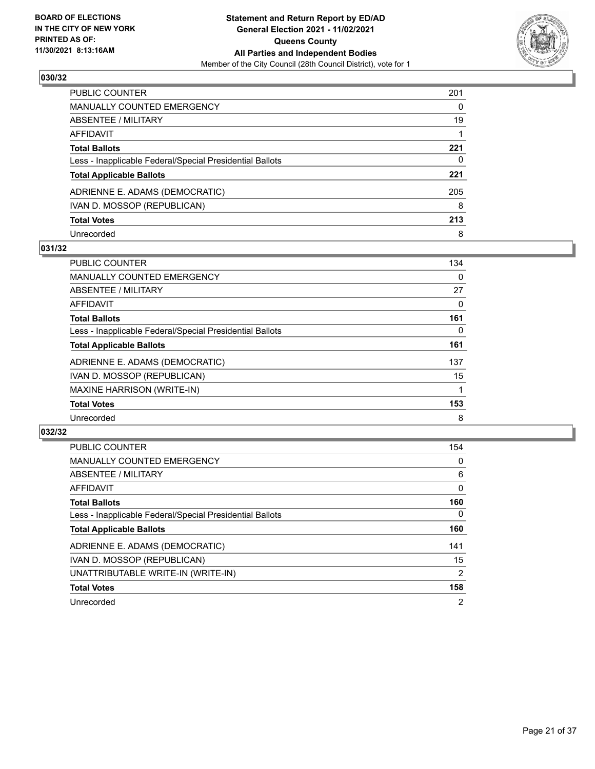BOARD OF ELECTIONS
IN THE CITY OF NEW YORK
PRINTED AS OF:
11/30/2021 8:13:16AM

**Statement and Return Report by ED/AD**
**General Election 2021 - 11/02/2021**
**Queens County**
**All Parties and Independent Bodies**
Member of the City Council (28th Council District), vote for 1

### 030/32

| | |
|---|---|
| PUBLIC COUNTER | 201 |
| MANUALLY COUNTED EMERGENCY | 0 |
| ABSENTEE / MILITARY | 19 |
| AFFIDAVIT | 1 |
| **Total Ballots** | **221** |
| Less - Inapplicable Federal/Special Presidential Ballots | 0 |
| **Total Applicable Ballots** | **221** |
| ADRIENNE E. ADAMS (DEMOCRATIC) | 205 |
| IVAN D. MOSSOP (REPUBLICAN) | 8 |
| **Total Votes** | **213** |
| Unrecorded | 8 |

### 031/32

| | |
|---|---|
| PUBLIC COUNTER | 134 |
| MANUALLY COUNTED EMERGENCY | 0 |
| ABSENTEE / MILITARY | 27 |
| AFFIDAVIT | 0 |
| **Total Ballots** | **161** |
| Less - Inapplicable Federal/Special Presidential Ballots | 0 |
| **Total Applicable Ballots** | **161** |
| ADRIENNE E. ADAMS (DEMOCRATIC) | 137 |
| IVAN D. MOSSOP (REPUBLICAN) | 15 |
| MAXINE HARRISON (WRITE-IN) | 1 |
| **Total Votes** | **153** |
| Unrecorded | 8 |

### 032/32

| | |
|---|---|
| PUBLIC COUNTER | 154 |
| MANUALLY COUNTED EMERGENCY | 0 |
| ABSENTEE / MILITARY | 6 |
| AFFIDAVIT | 0 |
| **Total Ballots** | **160** |
| Less - Inapplicable Federal/Special Presidential Ballots | 0 |
| **Total Applicable Ballots** | **160** |
| ADRIENNE E. ADAMS (DEMOCRATIC) | 141 |
| IVAN D. MOSSOP (REPUBLICAN) | 15 |
| UNATTRIBUTABLE WRITE-IN (WRITE-IN) | 2 |
| **Total Votes** | **158** |
| Unrecorded | 2 |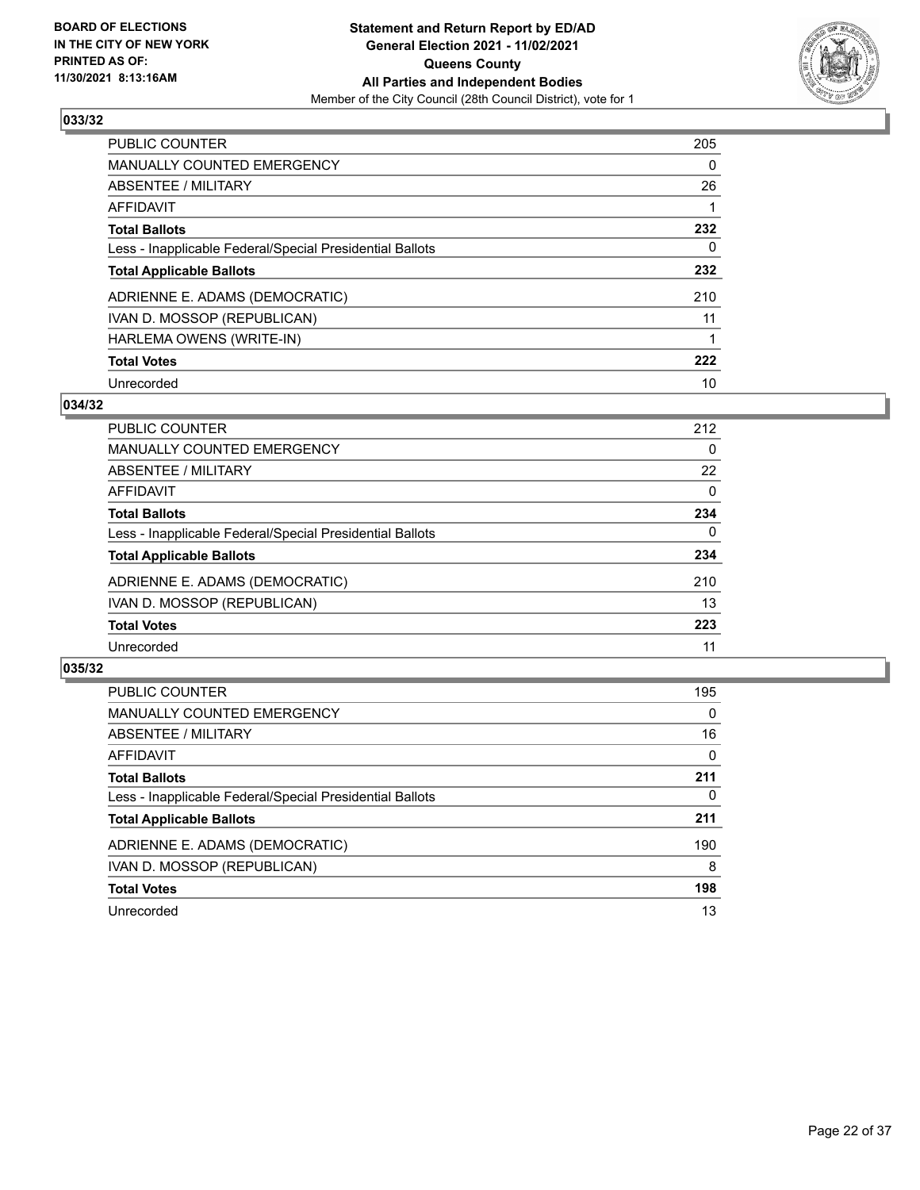BOARD OF ELECTIONS
IN THE CITY OF NEW YORK
PRINTED AS OF:
11/30/2021 8:13:16AM

**Statement and Return Report by ED/AD**
**General Election 2021 - 11/02/2021**
**Queens County**
**All Parties and Independent Bodies**
Member of the City Council (28th Council District), vote for 1

### 033/32

| | |
|---|---|
| PUBLIC COUNTER | 205 |
| MANUALLY COUNTED EMERGENCY | 0 |
| ABSENTEE / MILITARY | 26 |
| AFFIDAVIT | 1 |
| **Total Ballots** | **232** |
| Less - Inapplicable Federal/Special Presidential Ballots | 0 |
| **Total Applicable Ballots** | **232** |
| ADRIENNE E. ADAMS (DEMOCRATIC) | 210 |
| IVAN D. MOSSOP (REPUBLICAN) | 11 |
| HARLEMA OWENS (WRITE-IN) | 1 |
| **Total Votes** | **222** |
| Unrecorded | 10 |

### 034/32

| | |
|---|---|
| PUBLIC COUNTER | 212 |
| MANUALLY COUNTED EMERGENCY | 0 |
| ABSENTEE / MILITARY | 22 |
| AFFIDAVIT | 0 |
| **Total Ballots** | **234** |
| Less - Inapplicable Federal/Special Presidential Ballots | 0 |
| **Total Applicable Ballots** | **234** |
| ADRIENNE E. ADAMS (DEMOCRATIC) | 210 |
| IVAN D. MOSSOP (REPUBLICAN) | 13 |
| **Total Votes** | **223** |
| Unrecorded | 11 |

### 035/32

| | |
|---|---|
| PUBLIC COUNTER | 195 |
| MANUALLY COUNTED EMERGENCY | 0 |
| ABSENTEE / MILITARY | 16 |
| AFFIDAVIT | 0 |
| **Total Ballots** | **211** |
| Less - Inapplicable Federal/Special Presidential Ballots | 0 |
| **Total Applicable Ballots** | **211** |
| ADRIENNE E. ADAMS (DEMOCRATIC) | 190 |
| IVAN D. MOSSOP (REPUBLICAN) | 8 |
| **Total Votes** | **198** |
| Unrecorded | 13 |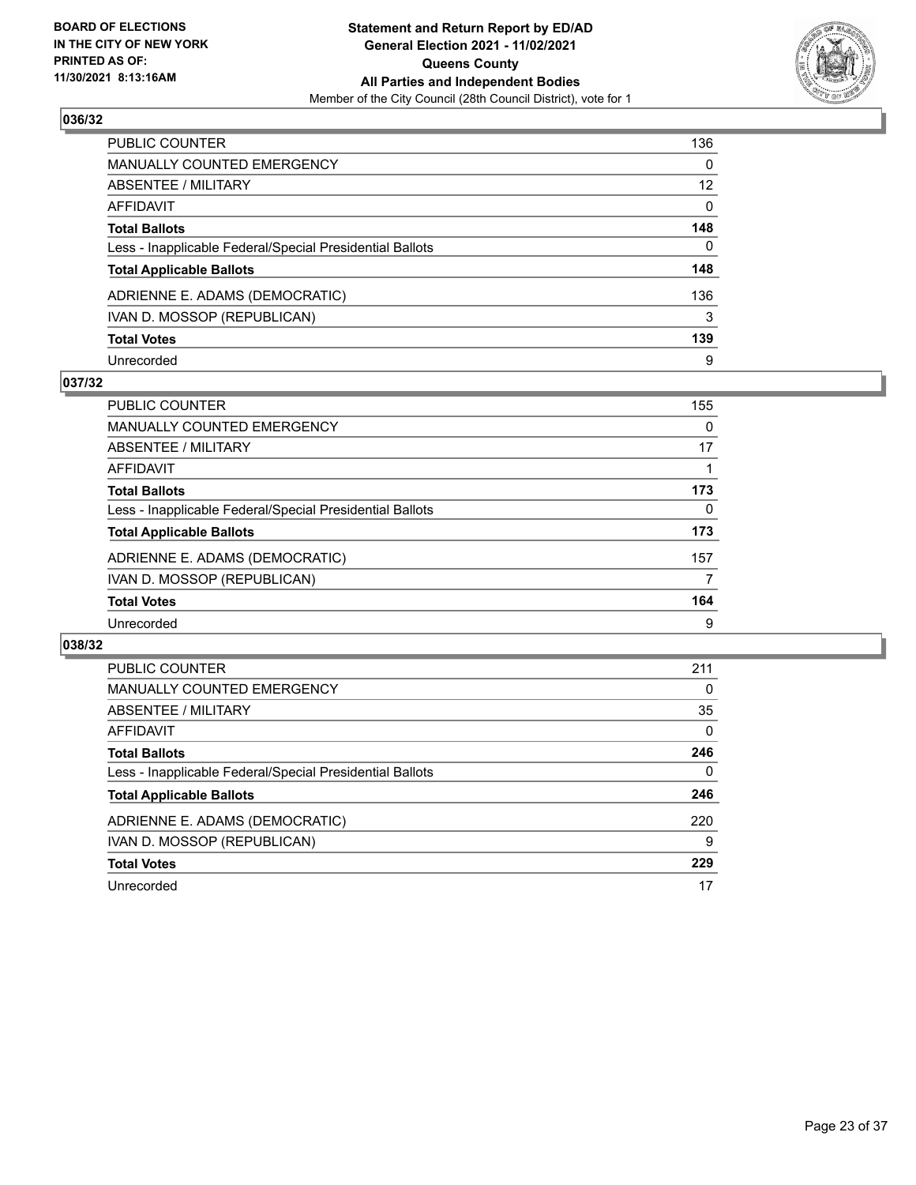**BOARD OF ELECTIONS IN THE CITY OF NEW YORK PRINTED AS OF: 11/30/2021 8:13:16AM**

**Statement and Return Report by ED/AD General Election 2021 - 11/02/2021 Queens County All Parties and Independent Bodies**

Member of the City Council (28th Council District), vote for 1

## 036/32

| | |
|---|---|
| PUBLIC COUNTER | 136 |
| MANUALLY COUNTED EMERGENCY | 0 |
| ABSENTEE / MILITARY | 12 |
| AFFIDAVIT | 0 |
| **Total Ballots** | **148** |
| Less - Inapplicable Federal/Special Presidential Ballots | 0 |
| **Total Applicable Ballots** | **148** |
| ADRIENNE E. ADAMS (DEMOCRATIC) | 136 |
| IVAN D. MOSSOP (REPUBLICAN) | 3 |
| **Total Votes** | **139** |
| Unrecorded | 9 |

## 037/32

| | |
|---|---|
| PUBLIC COUNTER | 155 |
| MANUALLY COUNTED EMERGENCY | 0 |
| ABSENTEE / MILITARY | 17 |
| AFFIDAVIT | 1 |
| **Total Ballots** | **173** |
| Less - Inapplicable Federal/Special Presidential Ballots | 0 |
| **Total Applicable Ballots** | **173** |
| ADRIENNE E. ADAMS (DEMOCRATIC) | 157 |
| IVAN D. MOSSOP (REPUBLICAN) | 7 |
| **Total Votes** | **164** |
| Unrecorded | 9 |

## 038/32

| | |
|---|---|
| PUBLIC COUNTER | 211 |
| MANUALLY COUNTED EMERGENCY | 0 |
| ABSENTEE / MILITARY | 35 |
| AFFIDAVIT | 0 |
| **Total Ballots** | **246** |
| Less - Inapplicable Federal/Special Presidential Ballots | 0 |
| **Total Applicable Ballots** | **246** |
| ADRIENNE E. ADAMS (DEMOCRATIC) | 220 |
| IVAN D. MOSSOP (REPUBLICAN) | 9 |
| **Total Votes** | **229** |
| Unrecorded | 17 |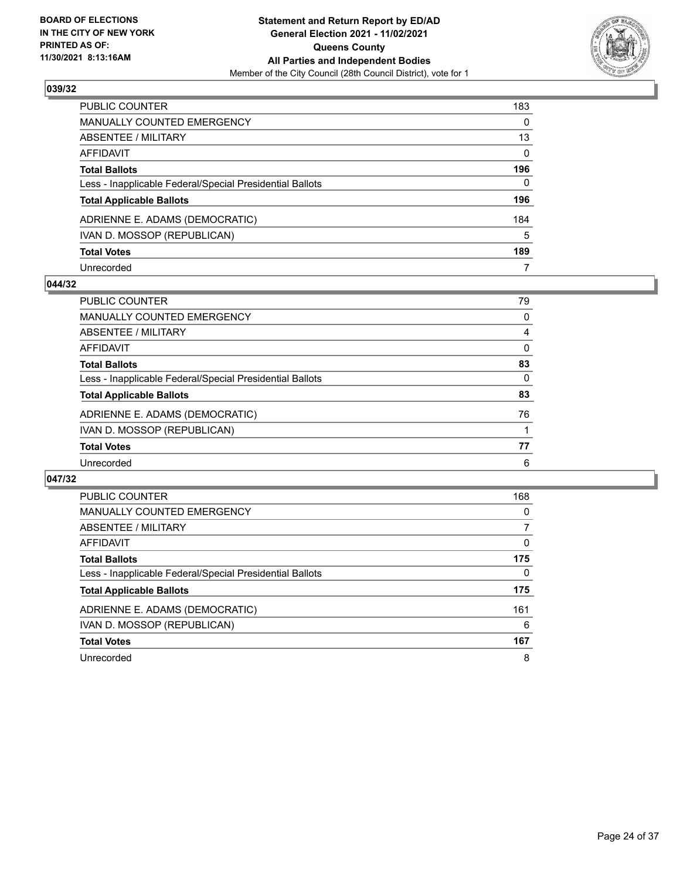**BOARD OF ELECTIONS IN THE CITY OF NEW YORK PRINTED AS OF: 11/30/2021 8:13:16AM**

**Statement and Return Report by ED/AD General Election 2021 - 11/02/2021 Queens County All Parties and Independent Bodies**

Member of the City Council (28th Council District), vote for 1

## 039/32

| | |
|---|---|
| PUBLIC COUNTER | 183 |
| MANUALLY COUNTED EMERGENCY | 0 |
| ABSENTEE / MILITARY | 13 |
| AFFIDAVIT | 0 |
| **Total Ballots** | **196** |
| Less - Inapplicable Federal/Special Presidential Ballots | 0 |
| **Total Applicable Ballots** | **196** |
| ADRIENNE E. ADAMS (DEMOCRATIC) | 184 |
| IVAN D. MOSSOP (REPUBLICAN) | 5 |
| **Total Votes** | **189** |
| Unrecorded | 7 |

## 044/32

| | |
|---|---|
| PUBLIC COUNTER | 79 |
| MANUALLY COUNTED EMERGENCY | 0 |
| ABSENTEE / MILITARY | 4 |
| AFFIDAVIT | 0 |
| **Total Ballots** | **83** |
| Less - Inapplicable Federal/Special Presidential Ballots | 0 |
| **Total Applicable Ballots** | **83** |
| ADRIENNE E. ADAMS (DEMOCRATIC) | 76 |
| IVAN D. MOSSOP (REPUBLICAN) | 1 |
| **Total Votes** | **77** |
| Unrecorded | 6 |

## 047/32

| | |
|---|---|
| PUBLIC COUNTER | 168 |
| MANUALLY COUNTED EMERGENCY | 0 |
| ABSENTEE / MILITARY | 7 |
| AFFIDAVIT | 0 |
| **Total Ballots** | **175** |
| Less - Inapplicable Federal/Special Presidential Ballots | 0 |
| **Total Applicable Ballots** | **175** |
| ADRIENNE E. ADAMS (DEMOCRATIC) | 161 |
| IVAN D. MOSSOP (REPUBLICAN) | 6 |
| **Total Votes** | **167** |
| Unrecorded | 8 |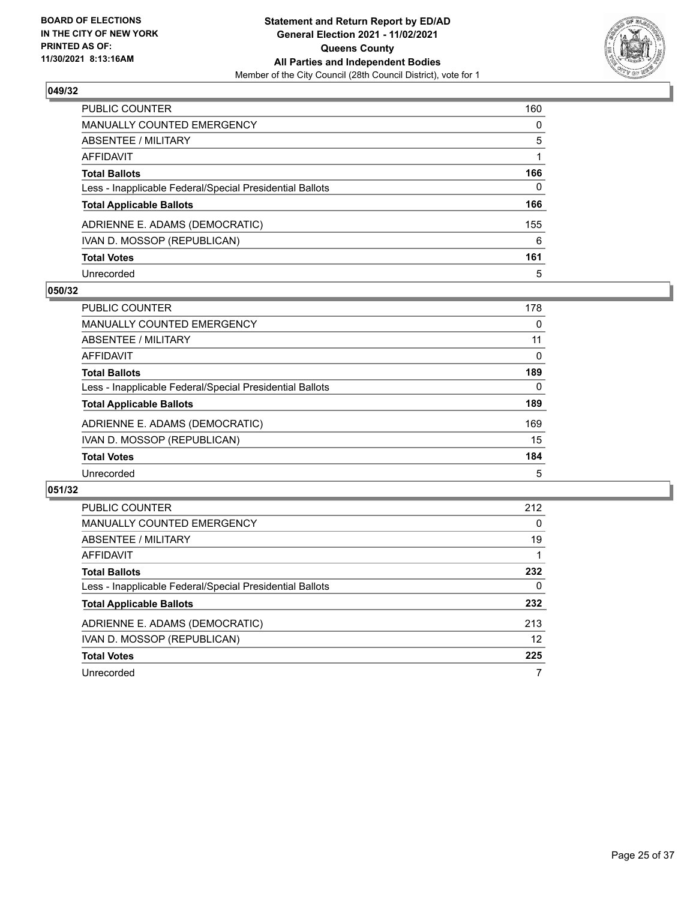BOARD OF ELECTIONS
IN THE CITY OF NEW YORK
PRINTED AS OF:
11/30/2021 8:13:16AM

**Statement and Return Report by ED/AD**
**General Election 2021 - 11/02/2021**
**Queens County**
**All Parties and Independent Bodies**
Member of the City Council (28th Council District), vote for 1

### 049/32

| | |
|---|---|
| PUBLIC COUNTER | 160 |
| MANUALLY COUNTED EMERGENCY | 0 |
| ABSENTEE / MILITARY | 5 |
| AFFIDAVIT | 1 |
| **Total Ballots** | **166** |
| Less - Inapplicable Federal/Special Presidential Ballots | 0 |
| **Total Applicable Ballots** | **166** |
| ADRIENNE E. ADAMS (DEMOCRATIC) | 155 |
| IVAN D. MOSSOP (REPUBLICAN) | 6 |
| **Total Votes** | **161** |
| Unrecorded | 5 |

### 050/32

| | |
|---|---|
| PUBLIC COUNTER | 178 |
| MANUALLY COUNTED EMERGENCY | 0 |
| ABSENTEE / MILITARY | 11 |
| AFFIDAVIT | 0 |
| **Total Ballots** | **189** |
| Less - Inapplicable Federal/Special Presidential Ballots | 0 |
| **Total Applicable Ballots** | **189** |
| ADRIENNE E. ADAMS (DEMOCRATIC) | 169 |
| IVAN D. MOSSOP (REPUBLICAN) | 15 |
| **Total Votes** | **184** |
| Unrecorded | 5 |

### 051/32

| | |
|---|---|
| PUBLIC COUNTER | 212 |
| MANUALLY COUNTED EMERGENCY | 0 |
| ABSENTEE / MILITARY | 19 |
| AFFIDAVIT | 1 |
| **Total Ballots** | **232** |
| Less - Inapplicable Federal/Special Presidential Ballots | 0 |
| **Total Applicable Ballots** | **232** |
| ADRIENNE E. ADAMS (DEMOCRATIC) | 213 |
| IVAN D. MOSSOP (REPUBLICAN) | 12 |
| **Total Votes** | **225** |
| Unrecorded | 7 |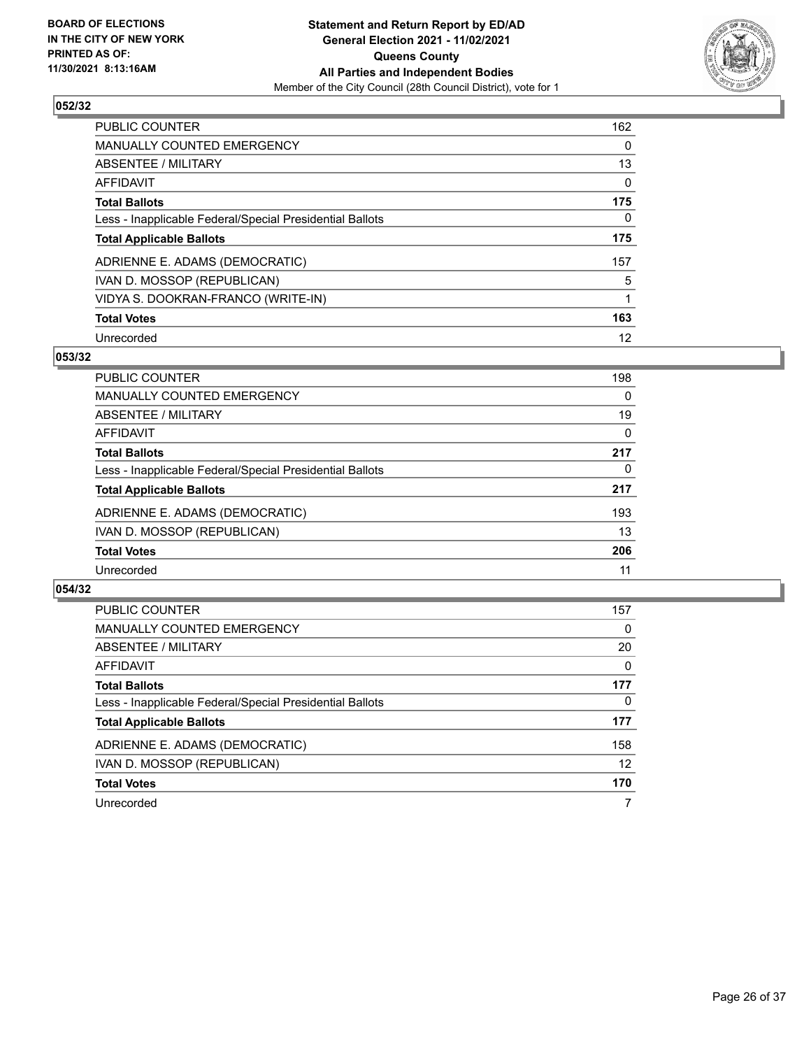**BOARD OF ELECTIONS IN THE CITY OF NEW YORK PRINTED AS OF: 11/30/2021 8:13:16AM**

**Statement and Return Report by ED/AD General Election 2021 - 11/02/2021 Queens County All Parties and Independent Bodies**
Member of the City Council (28th Council District), vote for 1

## 052/32

| | |
|---|---|
| PUBLIC COUNTER | 162 |
| MANUALLY COUNTED EMERGENCY | 0 |
| ABSENTEE / MILITARY | 13 |
| AFFIDAVIT | 0 |
| **Total Ballots** | **175** |
| Less - Inapplicable Federal/Special Presidential Ballots | 0 |
| **Total Applicable Ballots** | **175** |
| ADRIENNE E. ADAMS (DEMOCRATIC) | 157 |
| IVAN D. MOSSOP (REPUBLICAN) | 5 |
| VIDYA S. DOOKRAN-FRANCO (WRITE-IN) | 1 |
| **Total Votes** | **163** |
| Unrecorded | 12 |

## 053/32

| | |
|---|---|
| PUBLIC COUNTER | 198 |
| MANUALLY COUNTED EMERGENCY | 0 |
| ABSENTEE / MILITARY | 19 |
| AFFIDAVIT | 0 |
| **Total Ballots** | **217** |
| Less - Inapplicable Federal/Special Presidential Ballots | 0 |
| **Total Applicable Ballots** | **217** |
| ADRIENNE E. ADAMS (DEMOCRATIC) | 193 |
| IVAN D. MOSSOP (REPUBLICAN) | 13 |
| **Total Votes** | **206** |
| Unrecorded | 11 |

## 054/32

| | |
|---|---|
| PUBLIC COUNTER | 157 |
| MANUALLY COUNTED EMERGENCY | 0 |
| ABSENTEE / MILITARY | 20 |
| AFFIDAVIT | 0 |
| **Total Ballots** | **177** |
| Less - Inapplicable Federal/Special Presidential Ballots | 0 |
| **Total Applicable Ballots** | **177** |
| ADRIENNE E. ADAMS (DEMOCRATIC) | 158 |
| IVAN D. MOSSOP (REPUBLICAN) | 12 |
| **Total Votes** | **170** |
| Unrecorded | 7 |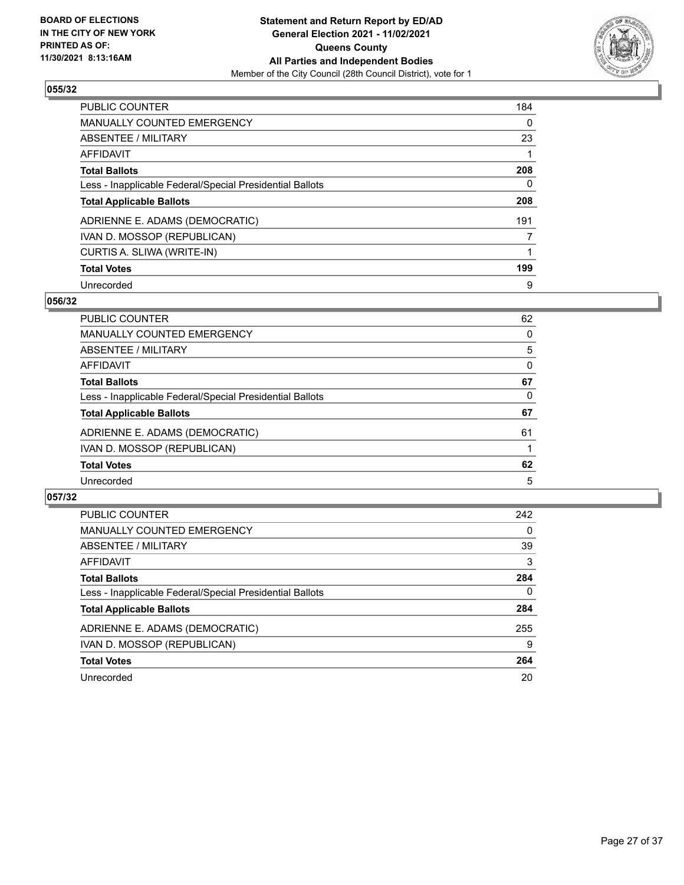BOARD OF ELECTIONS
IN THE CITY OF NEW YORK
PRINTED AS OF:
11/30/2021 8:13:16AM

**Statement and Return Report by ED/AD**
**General Election 2021 - 11/02/2021**
**Queens County**
**All Parties and Independent Bodies**
Member of the City Council (28th Council District), vote for 1

### 055/32

| | |
|---|---|
| PUBLIC COUNTER | 184 |
| MANUALLY COUNTED EMERGENCY | 0 |
| ABSENTEE / MILITARY | 23 |
| AFFIDAVIT | 1 |
| **Total Ballots** | **208** |
| Less - Inapplicable Federal/Special Presidential Ballots | 0 |
| **Total Applicable Ballots** | **208** |
| ADRIENNE E. ADAMS (DEMOCRATIC) | 191 |
| IVAN D. MOSSOP (REPUBLICAN) | 7 |
| CURTIS A. SLIWA (WRITE-IN) | 1 |
| **Total Votes** | **199** |
| Unrecorded | 9 |

### 056/32

| | |
|---|---|
| PUBLIC COUNTER | 62 |
| MANUALLY COUNTED EMERGENCY | 0 |
| ABSENTEE / MILITARY | 5 |
| AFFIDAVIT | 0 |
| **Total Ballots** | **67** |
| Less - Inapplicable Federal/Special Presidential Ballots | 0 |
| **Total Applicable Ballots** | **67** |
| ADRIENNE E. ADAMS (DEMOCRATIC) | 61 |
| IVAN D. MOSSOP (REPUBLICAN) | 1 |
| **Total Votes** | **62** |
| Unrecorded | 5 |

### 057/32

| | |
|---|---|
| PUBLIC COUNTER | 242 |
| MANUALLY COUNTED EMERGENCY | 0 |
| ABSENTEE / MILITARY | 39 |
| AFFIDAVIT | 3 |
| **Total Ballots** | **284** |
| Less - Inapplicable Federal/Special Presidential Ballots | 0 |
| **Total Applicable Ballots** | **284** |
| ADRIENNE E. ADAMS (DEMOCRATIC) | 255 |
| IVAN D. MOSSOP (REPUBLICAN) | 9 |
| **Total Votes** | **264** |
| Unrecorded | 20 |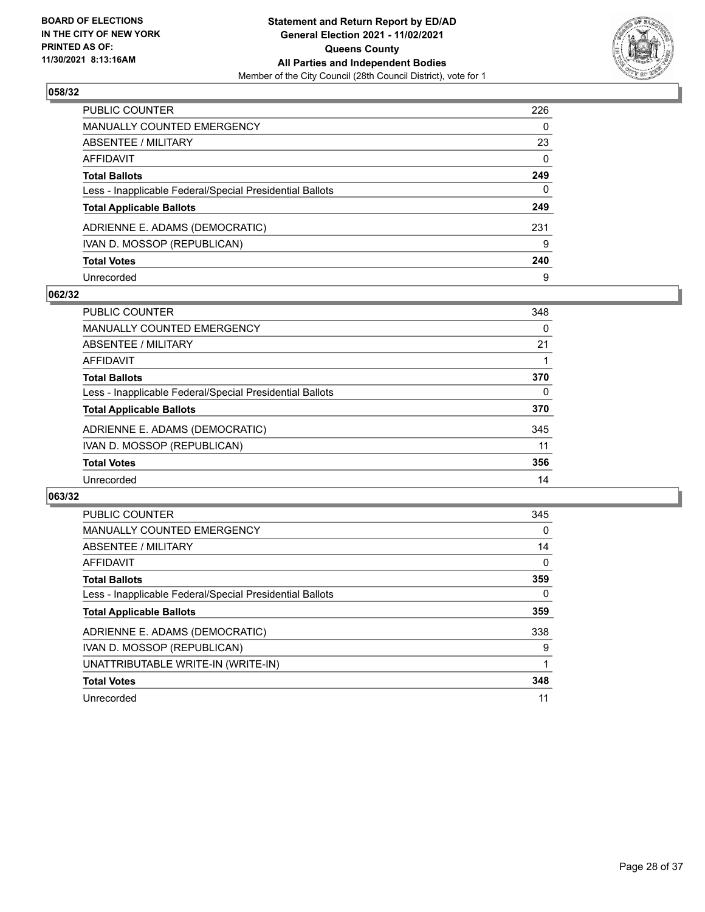BOARD OF ELECTIONS
IN THE CITY OF NEW YORK
PRINTED AS OF:
11/30/2021 8:13:16AM

**Statement and Return Report by ED/AD**
**General Election 2021 - 11/02/2021**
**Queens County**
**All Parties and Independent Bodies**
Member of the City Council (28th Council District), vote for 1

### 058/32

| | |
|---|---|
| PUBLIC COUNTER | 226 |
| MANUALLY COUNTED EMERGENCY | 0 |
| ABSENTEE / MILITARY | 23 |
| AFFIDAVIT | 0 |
| **Total Ballots** | **249** |
| Less - Inapplicable Federal/Special Presidential Ballots | 0 |
| **Total Applicable Ballots** | **249** |
| ADRIENNE E. ADAMS (DEMOCRATIC) | 231 |
| IVAN D. MOSSOP (REPUBLICAN) | 9 |
| **Total Votes** | **240** |
| Unrecorded | 9 |

### 062/32

| | |
|---|---|
| PUBLIC COUNTER | 348 |
| MANUALLY COUNTED EMERGENCY | 0 |
| ABSENTEE / MILITARY | 21 |
| AFFIDAVIT | 1 |
| **Total Ballots** | **370** |
| Less - Inapplicable Federal/Special Presidential Ballots | 0 |
| **Total Applicable Ballots** | **370** |
| ADRIENNE E. ADAMS (DEMOCRATIC) | 345 |
| IVAN D. MOSSOP (REPUBLICAN) | 11 |
| **Total Votes** | **356** |
| Unrecorded | 14 |

### 063/32

| | |
|---|---|
| PUBLIC COUNTER | 345 |
| MANUALLY COUNTED EMERGENCY | 0 |
| ABSENTEE / MILITARY | 14 |
| AFFIDAVIT | 0 |
| **Total Ballots** | **359** |
| Less - Inapplicable Federal/Special Presidential Ballots | 0 |
| **Total Applicable Ballots** | **359** |
| ADRIENNE E. ADAMS (DEMOCRATIC) | 338 |
| IVAN D. MOSSOP (REPUBLICAN) | 9 |
| UNATTRIBUTABLE WRITE-IN (WRITE-IN) | 1 |
| **Total Votes** | **348** |
| Unrecorded | 11 |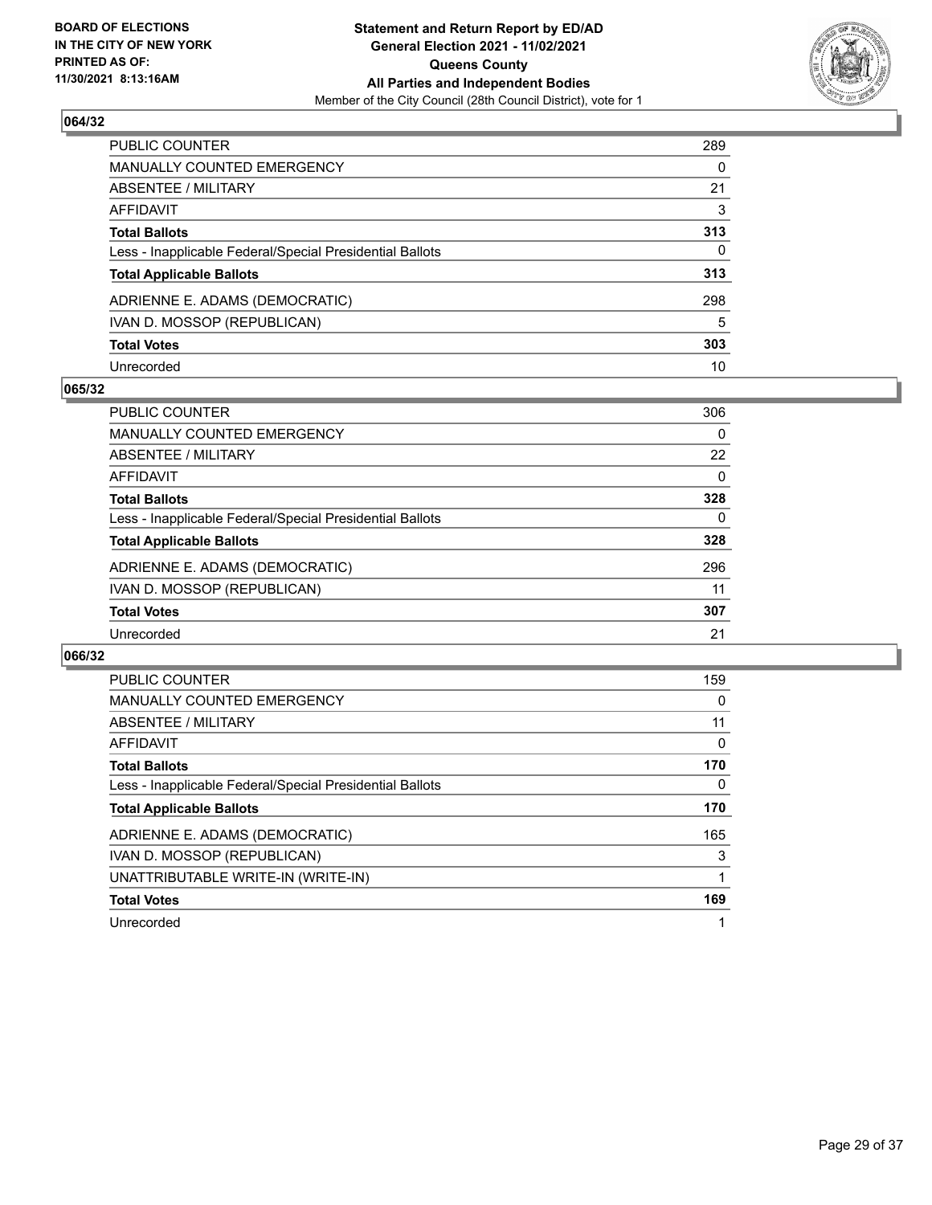**BOARD OF ELECTIONS IN THE CITY OF NEW YORK PRINTED AS OF: 11/30/2021 8:13:16AM**

**Statement and Return Report by ED/AD General Election 2021 - 11/02/2021 Queens County All Parties and Independent Bodies**

Member of the City Council (28th Council District), vote for 1

## 064/32

| | |
|---|---|
| PUBLIC COUNTER | 289 |
| MANUALLY COUNTED EMERGENCY | 0 |
| ABSENTEE / MILITARY | 21 |
| AFFIDAVIT | 3 |
| **Total Ballots** | **313** |
| Less - Inapplicable Federal/Special Presidential Ballots | 0 |
| **Total Applicable Ballots** | **313** |
| ADRIENNE E. ADAMS (DEMOCRATIC) | 298 |
| IVAN D. MOSSOP (REPUBLICAN) | 5 |
| **Total Votes** | **303** |
| Unrecorded | 10 |

## 065/32

| | |
|---|---|
| PUBLIC COUNTER | 306 |
| MANUALLY COUNTED EMERGENCY | 0 |
| ABSENTEE / MILITARY | 22 |
| AFFIDAVIT | 0 |
| **Total Ballots** | **328** |
| Less - Inapplicable Federal/Special Presidential Ballots | 0 |
| **Total Applicable Ballots** | **328** |
| ADRIENNE E. ADAMS (DEMOCRATIC) | 296 |
| IVAN D. MOSSOP (REPUBLICAN) | 11 |
| **Total Votes** | **307** |
| Unrecorded | 21 |

## 066/32

| | |
|---|---|
| PUBLIC COUNTER | 159 |
| MANUALLY COUNTED EMERGENCY | 0 |
| ABSENTEE / MILITARY | 11 |
| AFFIDAVIT | 0 |
| **Total Ballots** | **170** |
| Less - Inapplicable Federal/Special Presidential Ballots | 0 |
| **Total Applicable Ballots** | **170** |
| ADRIENNE E. ADAMS (DEMOCRATIC) | 165 |
| IVAN D. MOSSOP (REPUBLICAN) | 3 |
| UNATTRIBUTABLE WRITE-IN (WRITE-IN) | 1 |
| **Total Votes** | **169** |
| Unrecorded | 1 |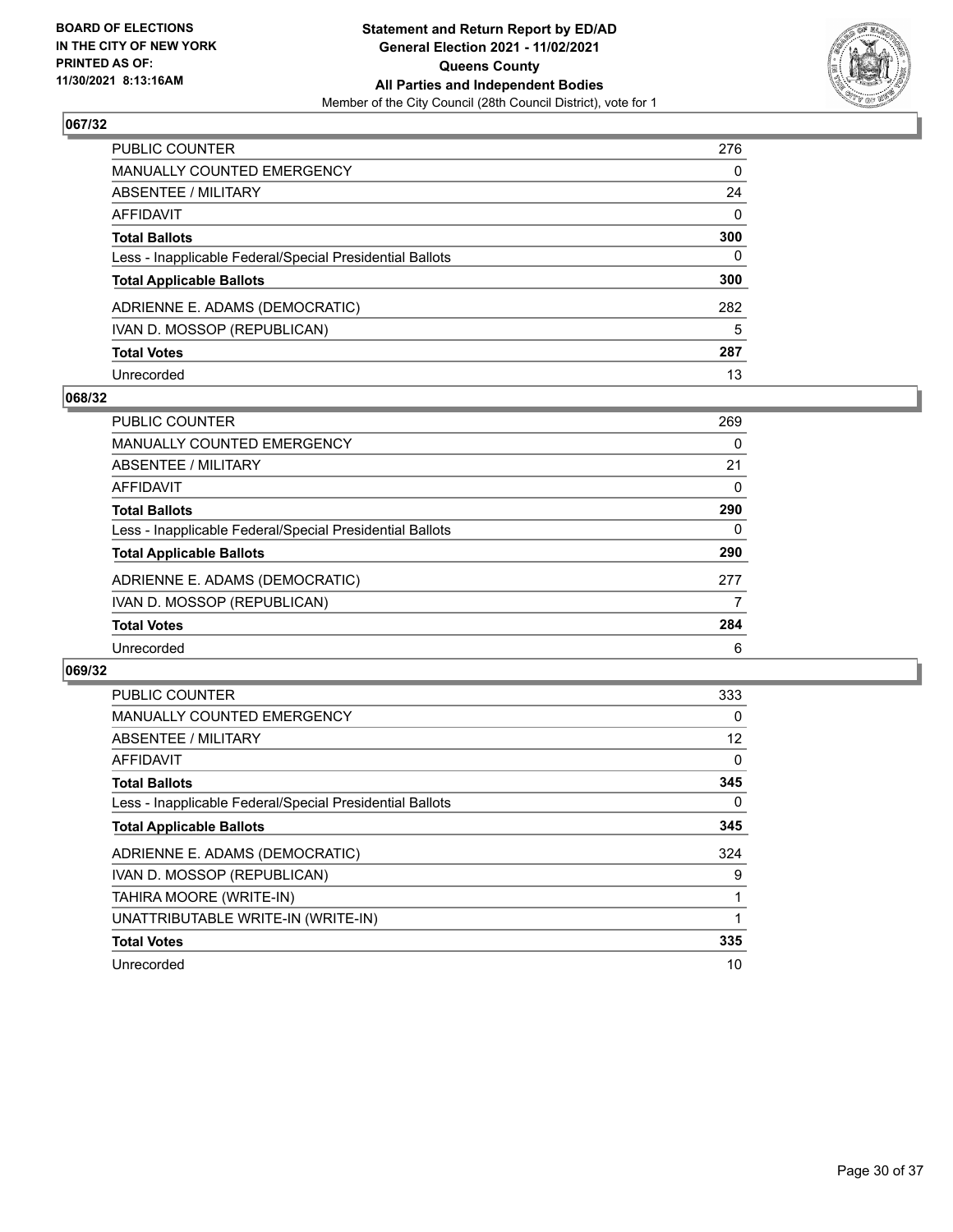**BOARD OF ELECTIONS IN THE CITY OF NEW YORK PRINTED AS OF: 11/30/2021 8:13:16AM**

**Statement and Return Report by ED/AD General Election 2021 - 11/02/2021 Queens County All Parties and Independent Bodies**
Member of the City Council (28th Council District), vote for 1

## 067/32

| | |
|---|---|
| PUBLIC COUNTER | 276 |
| MANUALLY COUNTED EMERGENCY | 0 |
| ABSENTEE / MILITARY | 24 |
| AFFIDAVIT | 0 |
| **Total Ballots** | **300** |
| Less - Inapplicable Federal/Special Presidential Ballots | 0 |
| **Total Applicable Ballots** | **300** |
| ADRIENNE E. ADAMS (DEMOCRATIC) | 282 |
| IVAN D. MOSSOP (REPUBLICAN) | 5 |
| **Total Votes** | **287** |
| Unrecorded | 13 |

## 068/32

| | |
|---|---|
| PUBLIC COUNTER | 269 |
| MANUALLY COUNTED EMERGENCY | 0 |
| ABSENTEE / MILITARY | 21 |
| AFFIDAVIT | 0 |
| **Total Ballots** | **290** |
| Less - Inapplicable Federal/Special Presidential Ballots | 0 |
| **Total Applicable Ballots** | **290** |
| ADRIENNE E. ADAMS (DEMOCRATIC) | 277 |
| IVAN D. MOSSOP (REPUBLICAN) | 7 |
| **Total Votes** | **284** |
| Unrecorded | 6 |

## 069/32

| | |
|---|---|
| PUBLIC COUNTER | 333 |
| MANUALLY COUNTED EMERGENCY | 0 |
| ABSENTEE / MILITARY | 12 |
| AFFIDAVIT | 0 |
| **Total Ballots** | **345** |
| Less - Inapplicable Federal/Special Presidential Ballots | 0 |
| **Total Applicable Ballots** | **345** |
| ADRIENNE E. ADAMS (DEMOCRATIC) | 324 |
| IVAN D. MOSSOP (REPUBLICAN) | 9 |
| TAHIRA MOORE (WRITE-IN) | 1 |
| UNATTRIBUTABLE WRITE-IN (WRITE-IN) | 1 |
| **Total Votes** | **335** |
| Unrecorded | 10 |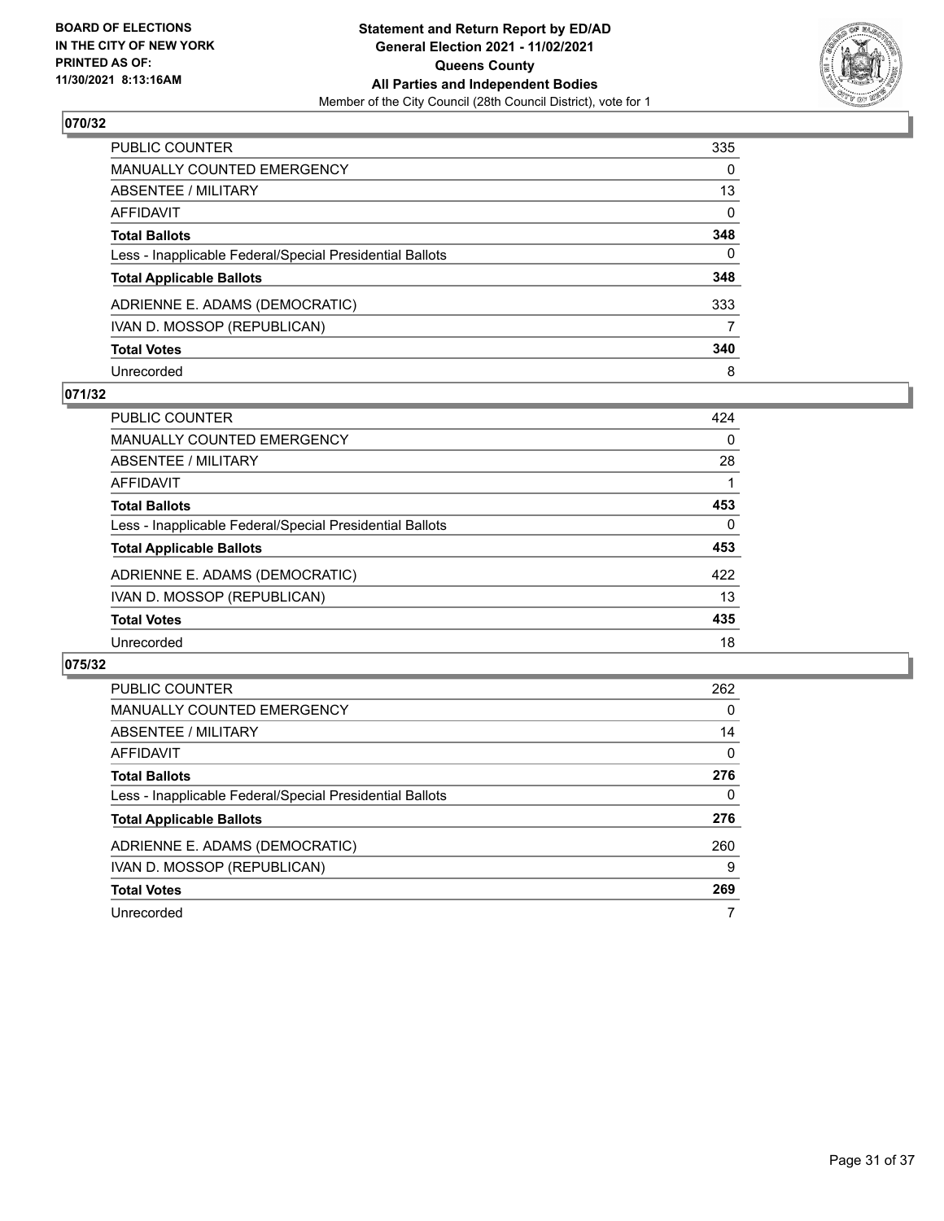## 070/32

| | |
|---|---|
| PUBLIC COUNTER | 335 |
| MANUALLY COUNTED EMERGENCY | 0 |
| ABSENTEE / MILITARY | 13 |
| AFFIDAVIT | 0 |
| **Total Ballots** | **348** |
| Less - Inapplicable Federal/Special Presidential Ballots | 0 |
| **Total Applicable Ballots** | **348** |
| ADRIENNE E. ADAMS (DEMOCRATIC) | 333 |
| IVAN D. MOSSOP (REPUBLICAN) | 7 |
| **Total Votes** | **340** |
| Unrecorded | 8 |

## 071/32

| | |
|---|---|
| PUBLIC COUNTER | 424 |
| MANUALLY COUNTED EMERGENCY | 0 |
| ABSENTEE / MILITARY | 28 |
| AFFIDAVIT | 1 |
| **Total Ballots** | **453** |
| Less - Inapplicable Federal/Special Presidential Ballots | 0 |
| **Total Applicable Ballots** | **453** |
| ADRIENNE E. ADAMS (DEMOCRATIC) | 422 |
| IVAN D. MOSSOP (REPUBLICAN) | 13 |
| **Total Votes** | **435** |
| Unrecorded | 18 |

## 075/32

| | |
|---|---|
| PUBLIC COUNTER | 262 |
| MANUALLY COUNTED EMERGENCY | 0 |
| ABSENTEE / MILITARY | 14 |
| AFFIDAVIT | 0 |
| **Total Ballots** | **276** |
| Less - Inapplicable Federal/Special Presidential Ballots | 0 |
| **Total Applicable Ballots** | **276** |
| ADRIENNE E. ADAMS (DEMOCRATIC) | 260 |
| IVAN D. MOSSOP (REPUBLICAN) | 9 |
| **Total Votes** | **269** |
| Unrecorded | 7 |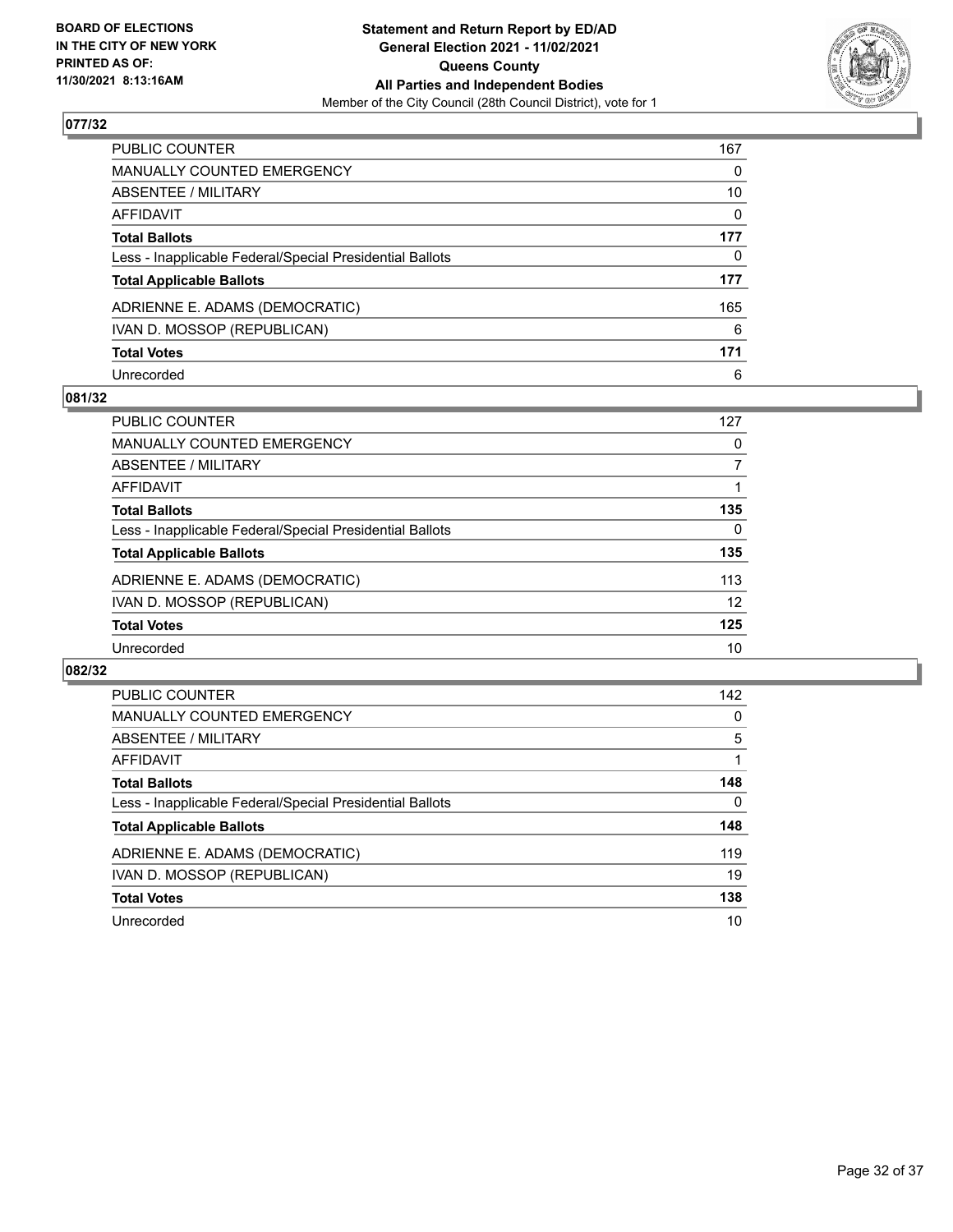**BOARD OF ELECTIONS IN THE CITY OF NEW YORK PRINTED AS OF: 11/30/2021 8:13:16AM**

**Statement and Return Report by ED/AD General Election 2021 - 11/02/2021 Queens County All Parties and Independent Bodies**

Member of the City Council (28th Council District), vote for 1

## 077/32

| | |
|---|---|
| PUBLIC COUNTER | 167 |
| MANUALLY COUNTED EMERGENCY | 0 |
| ABSENTEE / MILITARY | 10 |
| AFFIDAVIT | 0 |
| **Total Ballots** | **177** |
| Less - Inapplicable Federal/Special Presidential Ballots | 0 |
| **Total Applicable Ballots** | **177** |
| ADRIENNE E. ADAMS (DEMOCRATIC) | 165 |
| IVAN D. MOSSOP (REPUBLICAN) | 6 |
| **Total Votes** | **171** |
| Unrecorded | 6 |

## 081/32

| | |
|---|---|
| PUBLIC COUNTER | 127 |
| MANUALLY COUNTED EMERGENCY | 0 |
| ABSENTEE / MILITARY | 7 |
| AFFIDAVIT | 1 |
| **Total Ballots** | **135** |
| Less - Inapplicable Federal/Special Presidential Ballots | 0 |
| **Total Applicable Ballots** | **135** |
| ADRIENNE E. ADAMS (DEMOCRATIC) | 113 |
| IVAN D. MOSSOP (REPUBLICAN) | 12 |
| **Total Votes** | **125** |
| Unrecorded | 10 |

## 082/32

| | |
|---|---|
| PUBLIC COUNTER | 142 |
| MANUALLY COUNTED EMERGENCY | 0 |
| ABSENTEE / MILITARY | 5 |
| AFFIDAVIT | 1 |
| **Total Ballots** | **148** |
| Less - Inapplicable Federal/Special Presidential Ballots | 0 |
| **Total Applicable Ballots** | **148** |
| ADRIENNE E. ADAMS (DEMOCRATIC) | 119 |
| IVAN D. MOSSOP (REPUBLICAN) | 19 |
| **Total Votes** | **138** |
| Unrecorded | 10 |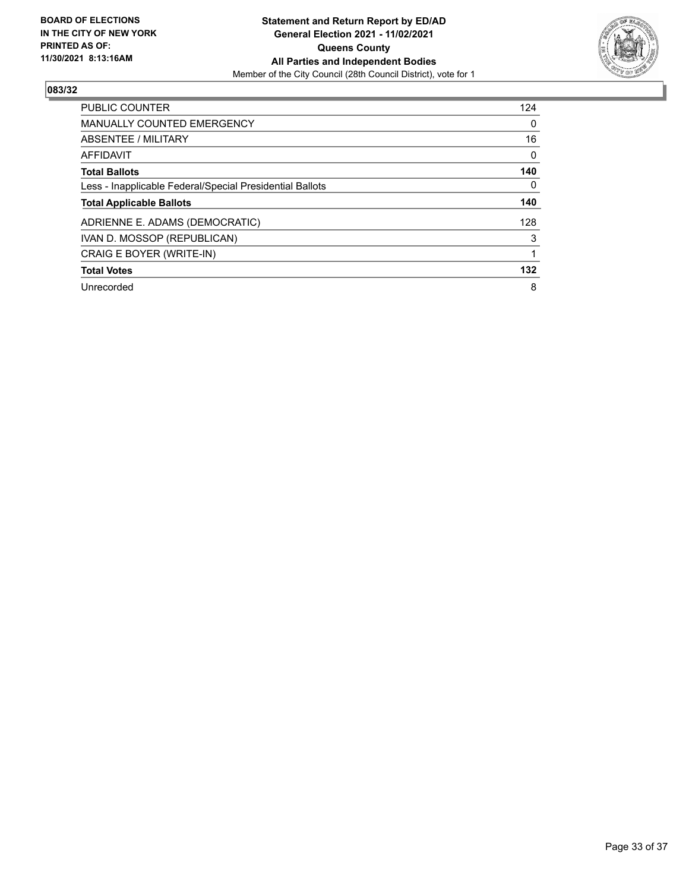**BOARD OF ELECTIONS IN THE CITY OF NEW YORK PRINTED AS OF: 11/30/2021 8:13:16AM**

**Statement and Return Report by ED/AD**
**General Election 2021 - 11/02/2021**
**Queens County**
**All Parties and Independent Bodies**
Member of the City Council (28th Council District), vote for 1

## 083/32

| | |
|---|---|
| PUBLIC COUNTER | 124 |
| MANUALLY COUNTED EMERGENCY | 0 |
| ABSENTEE / MILITARY | 16 |
| AFFIDAVIT | 0 |
| **Total Ballots** | **140** |
| Less - Inapplicable Federal/Special Presidential Ballots | 0 |
| **Total Applicable Ballots** | **140** |
| ADRIENNE E. ADAMS (DEMOCRATIC) | 128 |
| IVAN D. MOSSOP (REPUBLICAN) | 3 |
| CRAIG E BOYER (WRITE-IN) | 1 |
| **Total Votes** | **132** |
| Unrecorded | 8 |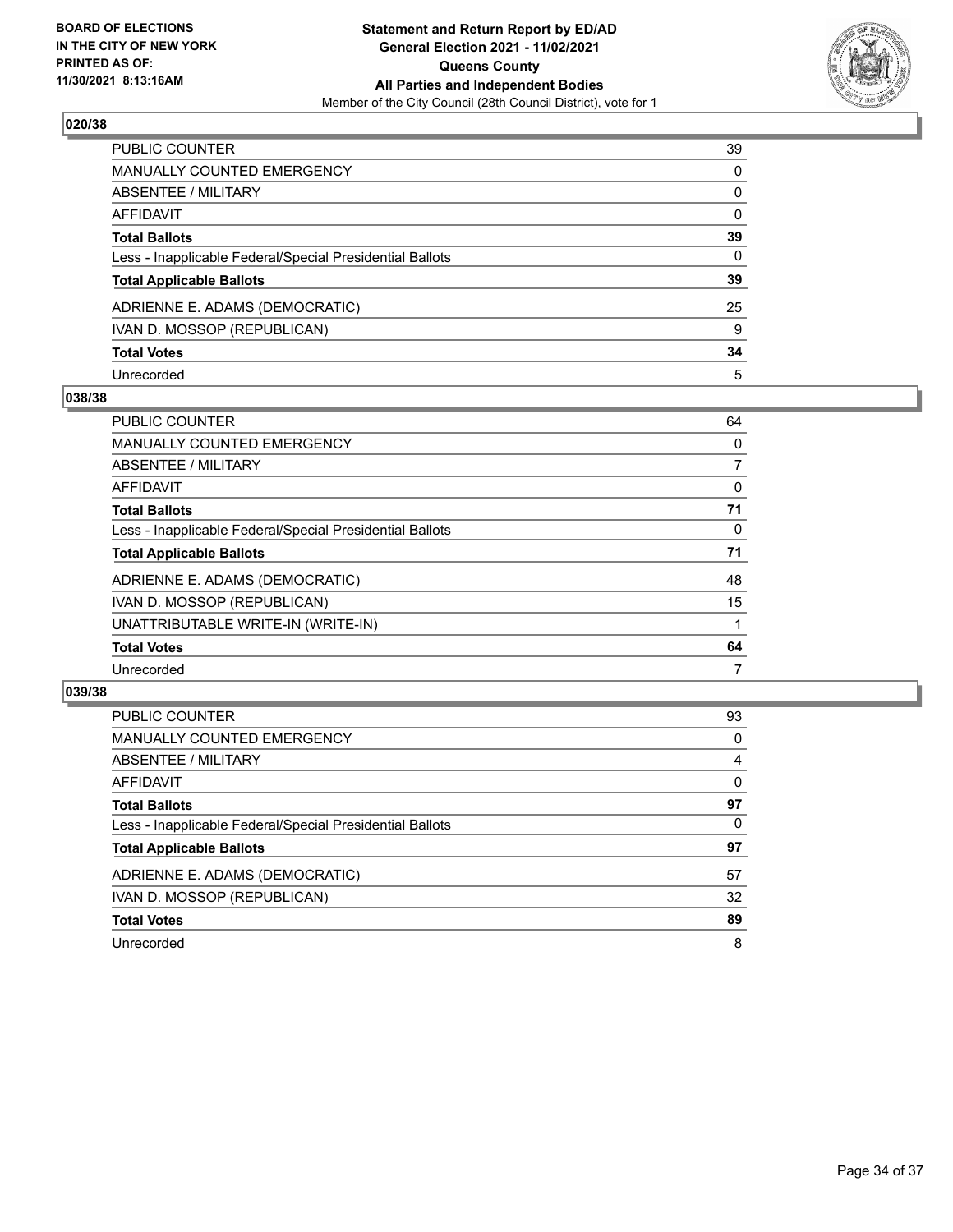**BOARD OF ELECTIONS IN THE CITY OF NEW YORK PRINTED AS OF: 11/30/2021 8:13:16AM**

**Statement and Return Report by ED/AD General Election 2021 - 11/02/2021 Queens County All Parties and Independent Bodies**

Member of the City Council (28th Council District), vote for 1

### 020/38

| | |
|---|---|
| PUBLIC COUNTER | 39 |
| MANUALLY COUNTED EMERGENCY | 0 |
| ABSENTEE / MILITARY | 0 |
| AFFIDAVIT | 0 |
| **Total Ballots** | **39** |
| Less - Inapplicable Federal/Special Presidential Ballots | 0 |
| **Total Applicable Ballots** | **39** |
| ADRIENNE E. ADAMS (DEMOCRATIC) | 25 |
| IVAN D. MOSSOP (REPUBLICAN) | 9 |
| **Total Votes** | **34** |
| Unrecorded | 5 |

### 038/38

| | |
|---|---|
| PUBLIC COUNTER | 64 |
| MANUALLY COUNTED EMERGENCY | 0 |
| ABSENTEE / MILITARY | 7 |
| AFFIDAVIT | 0 |
| **Total Ballots** | **71** |
| Less - Inapplicable Federal/Special Presidential Ballots | 0 |
| **Total Applicable Ballots** | **71** |
| ADRIENNE E. ADAMS (DEMOCRATIC) | 48 |
| IVAN D. MOSSOP (REPUBLICAN) | 15 |
| UNATTRIBUTABLE WRITE-IN (WRITE-IN) | 1 |
| **Total Votes** | **64** |
| Unrecorded | 7 |

### 039/38

| | |
|---|---|
| PUBLIC COUNTER | 93 |
| MANUALLY COUNTED EMERGENCY | 0 |
| ABSENTEE / MILITARY | 4 |
| AFFIDAVIT | 0 |
| **Total Ballots** | **97** |
| Less - Inapplicable Federal/Special Presidential Ballots | 0 |
| **Total Applicable Ballots** | **97** |
| ADRIENNE E. ADAMS (DEMOCRATIC) | 57 |
| IVAN D. MOSSOP (REPUBLICAN) | 32 |
| **Total Votes** | **89** |
| Unrecorded | 8 |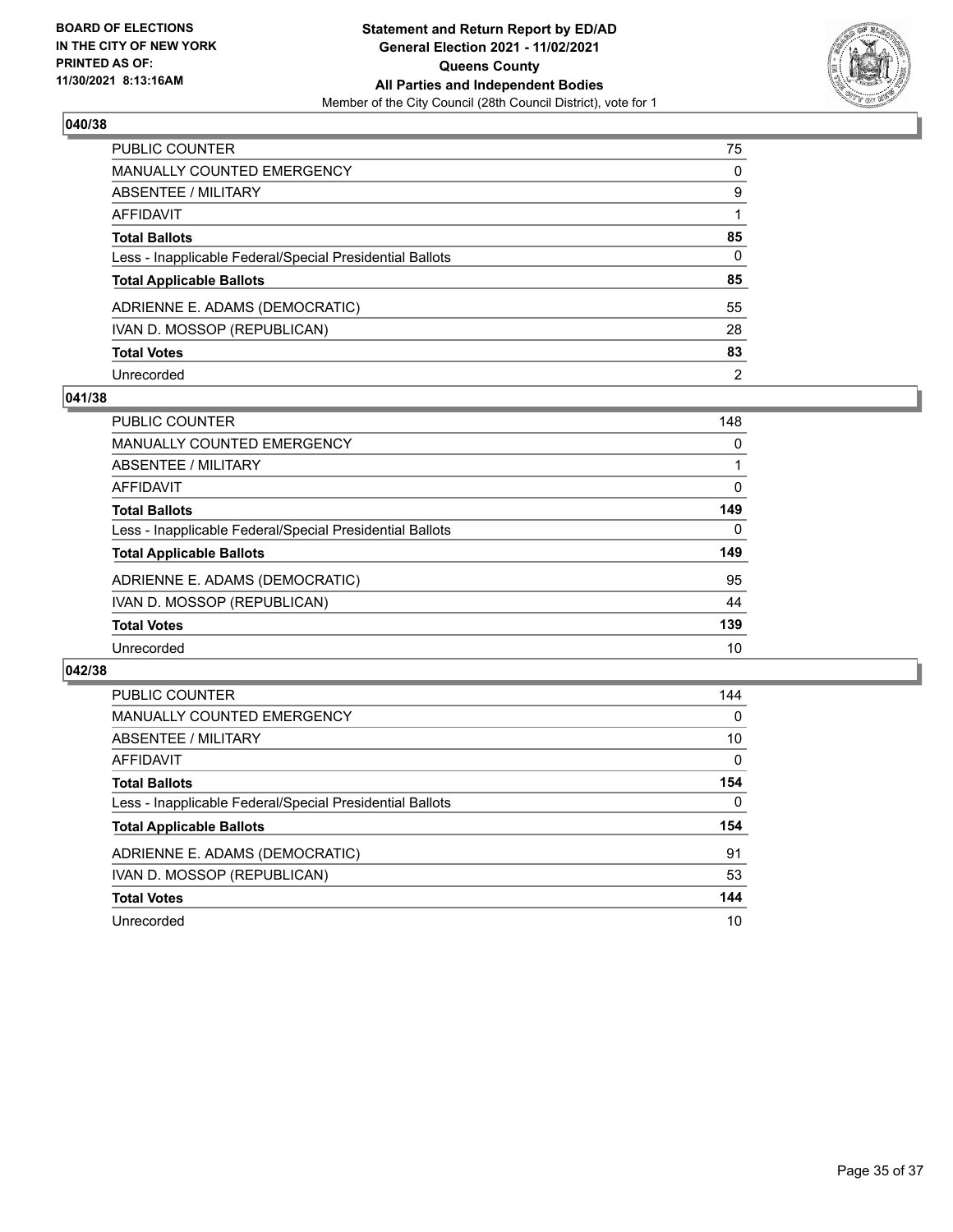## 040/38

| | |
|---|---|
| PUBLIC COUNTER | 75 |
| MANUALLY COUNTED EMERGENCY | 0 |
| ABSENTEE / MILITARY | 9 |
| AFFIDAVIT | 1 |
| **Total Ballots** | **85** |
| Less - Inapplicable Federal/Special Presidential Ballots | 0 |
| **Total Applicable Ballots** | **85** |
| ADRIENNE E. ADAMS (DEMOCRATIC) | 55 |
| IVAN D. MOSSOP (REPUBLICAN) | 28 |
| **Total Votes** | **83** |
| Unrecorded | 2 |

## 041/38

| | |
|---|---|
| PUBLIC COUNTER | 148 |
| MANUALLY COUNTED EMERGENCY | 0 |
| ABSENTEE / MILITARY | 1 |
| AFFIDAVIT | 0 |
| **Total Ballots** | **149** |
| Less - Inapplicable Federal/Special Presidential Ballots | 0 |
| **Total Applicable Ballots** | **149** |
| ADRIENNE E. ADAMS (DEMOCRATIC) | 95 |
| IVAN D. MOSSOP (REPUBLICAN) | 44 |
| **Total Votes** | **139** |
| Unrecorded | 10 |

## 042/38

| | |
|---|---|
| PUBLIC COUNTER | 144 |
| MANUALLY COUNTED EMERGENCY | 0 |
| ABSENTEE / MILITARY | 10 |
| AFFIDAVIT | 0 |
| **Total Ballots** | **154** |
| Less - Inapplicable Federal/Special Presidential Ballots | 0 |
| **Total Applicable Ballots** | **154** |
| ADRIENNE E. ADAMS (DEMOCRATIC) | 91 |
| IVAN D. MOSSOP (REPUBLICAN) | 53 |
| **Total Votes** | **144** |
| Unrecorded | 10 |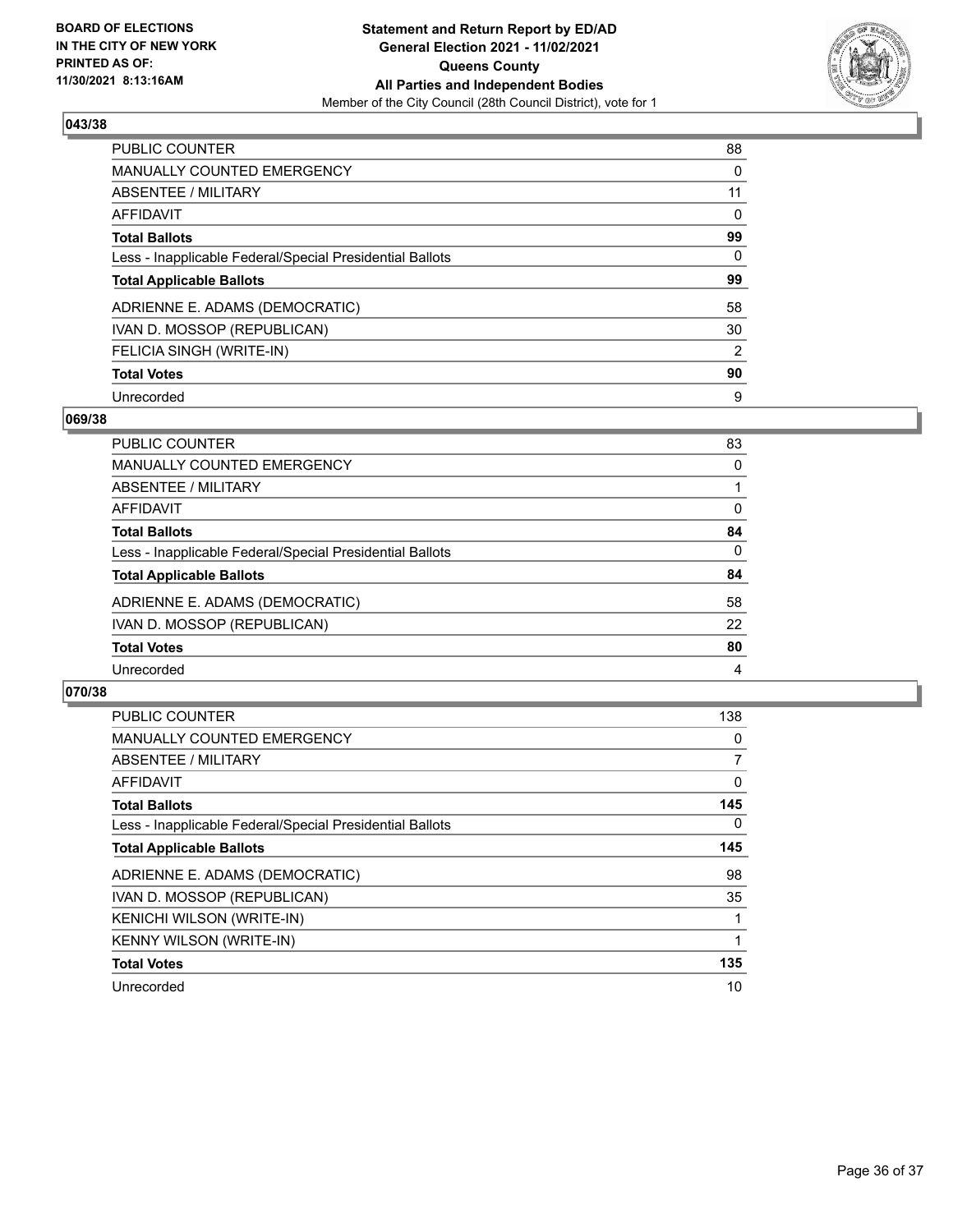BOARD OF ELECTIONS
IN THE CITY OF NEW YORK
PRINTED AS OF:
11/30/2021 8:13:16AM

**Statement and Return Report by ED/AD**
**General Election 2021 - 11/02/2021**
**Queens County**
**All Parties and Independent Bodies**
Member of the City Council (28th Council District), vote for 1

## 043/38

| | |
|---|---|
| PUBLIC COUNTER | 88 |
| MANUALLY COUNTED EMERGENCY | 0 |
| ABSENTEE / MILITARY | 11 |
| AFFIDAVIT | 0 |
| **Total Ballots** | **99** |
| Less - Inapplicable Federal/Special Presidential Ballots | 0 |
| **Total Applicable Ballots** | **99** |
| ADRIENNE E. ADAMS (DEMOCRATIC) | 58 |
| IVAN D. MOSSOP (REPUBLICAN) | 30 |
| FELICIA SINGH (WRITE-IN) | 2 |
| **Total Votes** | **90** |
| Unrecorded | 9 |

## 069/38

| | |
|---|---|
| PUBLIC COUNTER | 83 |
| MANUALLY COUNTED EMERGENCY | 0 |
| ABSENTEE / MILITARY | 1 |
| AFFIDAVIT | 0 |
| **Total Ballots** | **84** |
| Less - Inapplicable Federal/Special Presidential Ballots | 0 |
| **Total Applicable Ballots** | **84** |
| ADRIENNE E. ADAMS (DEMOCRATIC) | 58 |
| IVAN D. MOSSOP (REPUBLICAN) | 22 |
| **Total Votes** | **80** |
| Unrecorded | 4 |

## 070/38

| | |
|---|---|
| PUBLIC COUNTER | 138 |
| MANUALLY COUNTED EMERGENCY | 0 |
| ABSENTEE / MILITARY | 7 |
| AFFIDAVIT | 0 |
| **Total Ballots** | **145** |
| Less - Inapplicable Federal/Special Presidential Ballots | 0 |
| **Total Applicable Ballots** | **145** |
| ADRIENNE E. ADAMS (DEMOCRATIC) | 98 |
| IVAN D. MOSSOP (REPUBLICAN) | 35 |
| KENICHI WILSON (WRITE-IN) | 1 |
| KENNY WILSON (WRITE-IN) | 1 |
| **Total Votes** | **135** |
| Unrecorded | 10 |